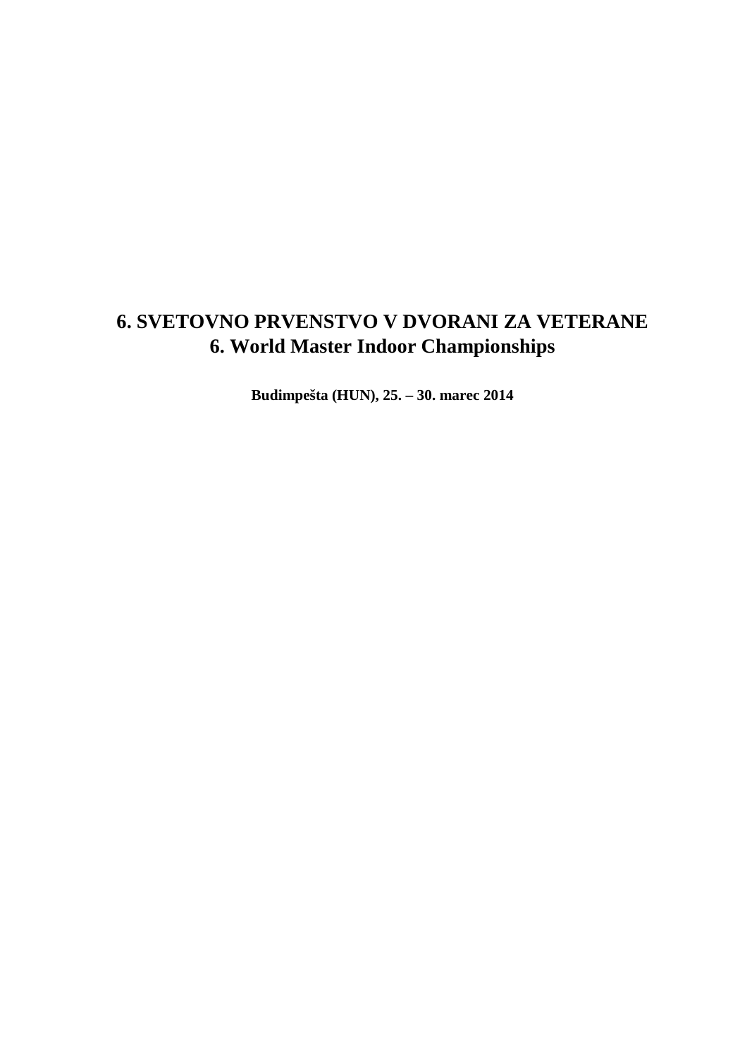# 6. SVETOVNO PRVENSTVO V DVORANI ZA VETERANE
# 6. World Master Indoor Championships

**Budimpešta (HUN), 25. – 30. marec 2014**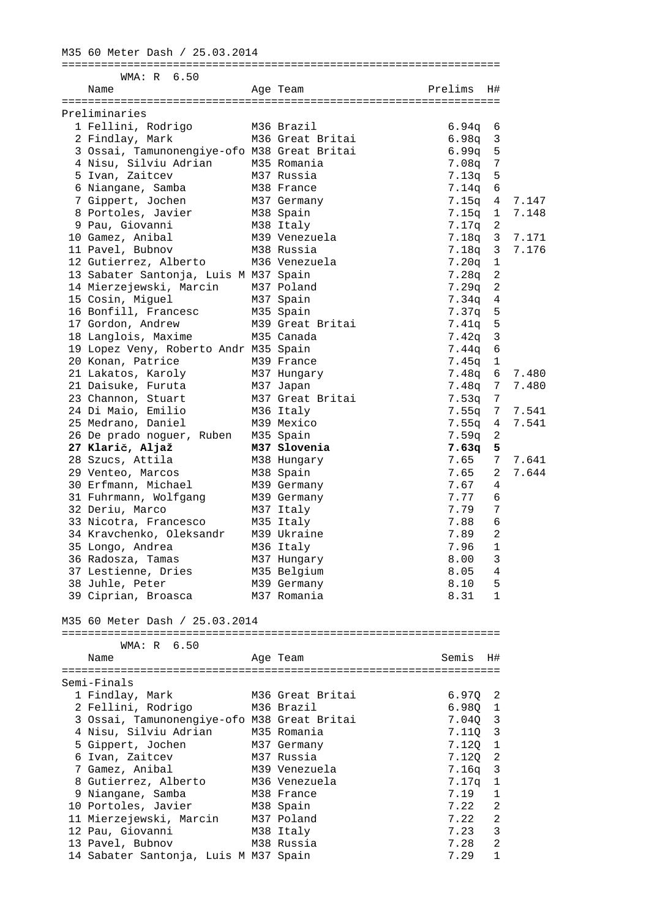M35 60 Meter Dash / 25.03.2014

WMA: R 6.50

Preliminaries

| | Name | Age | Team | Prelims | H# | |
|---|---|---|---|---|---|---|
| 1 | Fellini, Rodrigo | M36 | Brazil | 6.94q | 6 | |
| 2 | Findlay, Mark | M36 | Great Britai | 6.98q | 3 | |
| 3 | Ossai, Tamunonengiye-ofo | M38 | Great Britai | 6.99q | 5 | |
| 4 | Nisu, Silviu Adrian | M35 | Romania | 7.08q | 7 | |
| 5 | Ivan, Zaitcev | M37 | Russia | 7.13q | 5 | |
| 6 | Niangane, Samba | M38 | France | 7.14q | 6 | |
| 7 | Gippert, Jochen | M37 | Germany | 7.15q | 4 | 7.147 |
| 8 | Portoles, Javier | M38 | Spain | 7.15q | 1 | 7.148 |
| 9 | Pau, Giovanni | M38 | Italy | 7.17q | 2 | |
| 10 | Gamez, Anibal | M39 | Venezuela | 7.18q | 3 | 7.171 |
| 11 | Pavel, Bubnov | M38 | Russia | 7.18q | 3 | 7.176 |
| 12 | Gutierrez, Alberto | M36 | Venezuela | 7.20q | 1 | |
| 13 | Sabater Santonja, Luis M | M37 | Spain | 7.28q | 2 | |
| 14 | Mierzejewski, Marcin | M37 | Poland | 7.29q | 2 | |
| 15 | Cosin, Miguel | M37 | Spain | 7.34q | 4 | |
| 16 | Bonfill, Francesc | M35 | Spain | 7.37q | 5 | |
| 17 | Gordon, Andrew | M39 | Great Britai | 7.41q | 5 | |
| 18 | Langlois, Maxime | M35 | Canada | 7.42q | 3 | |
| 19 | Lopez Veny, Roberto Andr | M35 | Spain | 7.44q | 6 | |
| 20 | Konan, Patrice | M39 | France | 7.45q | 1 | |
| 21 | Lakatos, Karoly | M37 | Hungary | 7.48q | 6 | 7.480 |
| 21 | Daisuke, Furuta | M37 | Japan | 7.48q | 7 | 7.480 |
| 23 | Channon, Stuart | M37 | Great Britai | 7.53q | 7 | |
| 24 | Di Maio, Emilio | M36 | Italy | 7.55q | 7 | 7.541 |
| 25 | Medrano, Daniel | M39 | Mexico | 7.55q | 4 | 7.541 |
| 26 | De prado noguer, Ruben | M35 | Spain | 7.59q | 2 | |
| **27** | **Klarič, Aljaž** | **M37** | **Slovenia** | **7.63q** | **5** | |
| 28 | Szucs, Attila | M38 | Hungary | 7.65 | 7 | 7.641 |
| 29 | Venteo, Marcos | M38 | Spain | 7.65 | 2 | 7.644 |
| 30 | Erfmann, Michael | M39 | Germany | 7.67 | 4 | |
| 31 | Fuhrmann, Wolfgang | M39 | Germany | 7.77 | 6 | |
| 32 | Deriu, Marco | M37 | Italy | 7.79 | 7 | |
| 33 | Nicotra, Francesco | M35 | Italy | 7.88 | 6 | |
| 34 | Kravchenko, Oleksandr | M39 | Ukraine | 7.89 | 2 | |
| 35 | Longo, Andrea | M36 | Italy | 7.96 | 1 | |
| 36 | Radosza, Tamas | M37 | Hungary | 8.00 | 3 | |
| 37 | Lestienne, Dries | M35 | Belgium | 8.05 | 4 | |
| 38 | Juhle, Peter | M39 | Germany | 8.10 | 5 | |
| 39 | Ciprian, Broasca | M37 | Romania | 8.31 | 1 | |

M35 60 Meter Dash / 25.03.2014

WMA: R 6.50

Semi-Finals

| | Name | Age | Team | Semis | H# |
|---|---|---|---|---|---|
| 1 | Findlay, Mark | M36 | Great Britai | 6.97Q | 2 |
| 2 | Fellini, Rodrigo | M36 | Brazil | 6.98Q | 1 |
| 3 | Ossai, Tamunonengiye-ofo | M38 | Great Britai | 7.04Q | 3 |
| 4 | Nisu, Silviu Adrian | M35 | Romania | 7.11Q | 3 |
| 5 | Gippert, Jochen | M37 | Germany | 7.12Q | 1 |
| 6 | Ivan, Zaitcev | M37 | Russia | 7.12Q | 2 |
| 7 | Gamez, Anibal | M39 | Venezuela | 7.16q | 3 |
| 8 | Gutierrez, Alberto | M36 | Venezuela | 7.17q | 1 |
| 9 | Niangane, Samba | M38 | France | 7.19 | 1 |
| 10 | Portoles, Javier | M38 | Spain | 7.22 | 2 |
| 11 | Mierzejewski, Marcin | M37 | Poland | 7.22 | 2 |
| 12 | Pau, Giovanni | M38 | Italy | 7.23 | 3 |
| 13 | Pavel, Bubnov | M38 | Russia | 7.28 | 2 |
| 14 | Sabater Santonja, Luis M | M37 | Spain | 7.29 | 1 |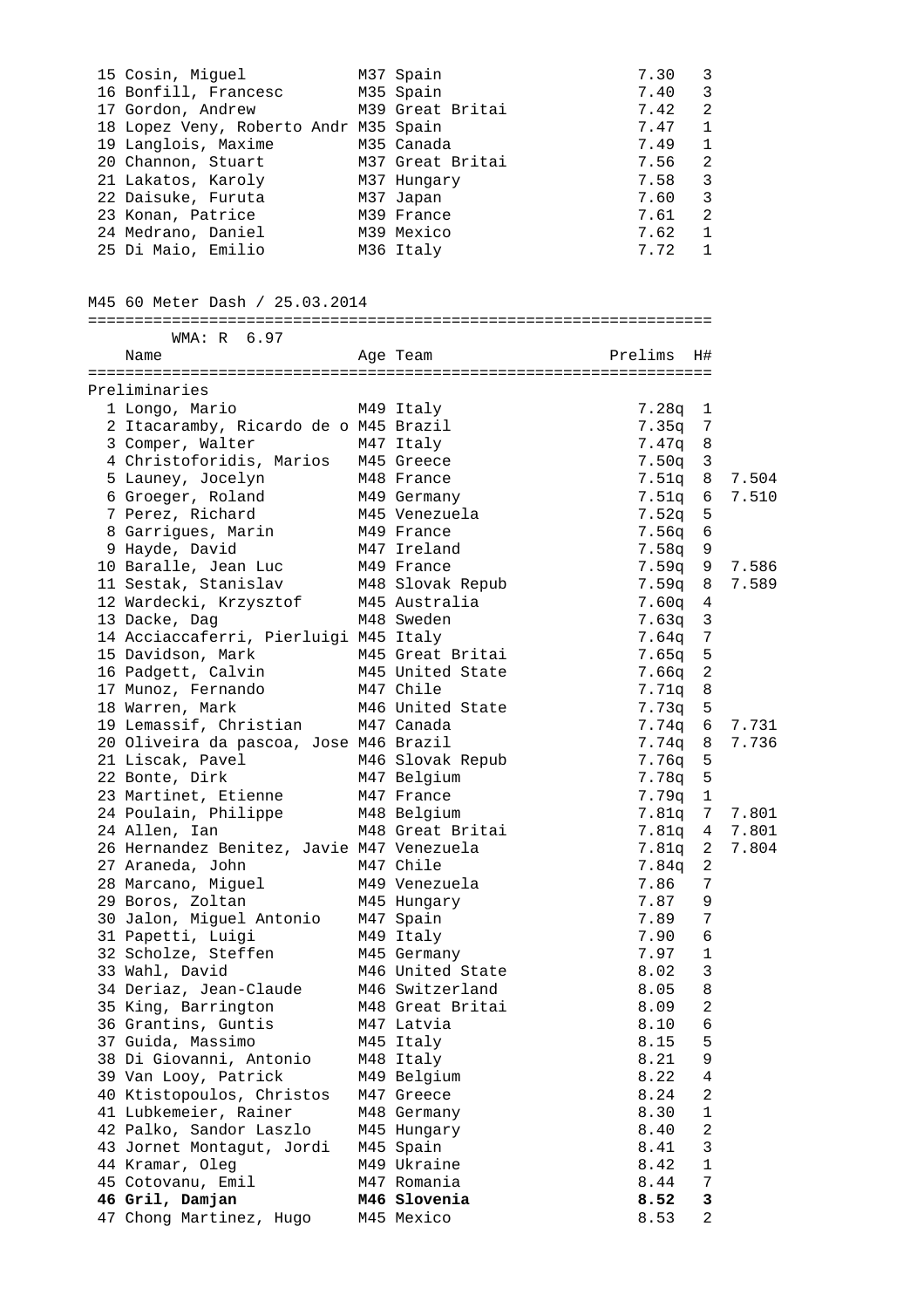| Place | Name | Age | Team | Prelims | H# | |
|---|---|---|---|---|---|---|
| 15 | Cosin, Miguel | M37 | Spain | 7.30 | 3 | |
| 16 | Bonfill, Francesc | M35 | Spain | 7.40 | 3 | |
| 17 | Gordon, Andrew | M39 | Great Britai | 7.42 | 2 | |
| 18 | Lopez Veny, Roberto Andr | M35 | Spain | 7.47 | 1 | |
| 19 | Langlois, Maxime | M35 | Canada | 7.49 | 1 | |
| 20 | Channon, Stuart | M37 | Great Britai | 7.56 | 2 | |
| 21 | Lakatos, Karoly | M37 | Hungary | 7.58 | 3 | |
| 22 | Daisuke, Furuta | M37 | Japan | 7.60 | 3 | |
| 23 | Konan, Patrice | M39 | France | 7.61 | 2 | |
| 24 | Medrano, Daniel | M39 | Mexico | 7.62 | 1 | |
| 25 | Di Maio, Emilio | M36 | Italy | 7.72 | 1 | |

## M45 60 Meter Dash / 25.03.2014

WMA: R 6.97

Preliminaries

| Place | Name | Age | Team | Prelims | H# | |
|---|---|---|---|---|---|---|
| 1 | Longo, Mario | M49 | Italy | 7.28q | 1 | |
| 2 | Itacaramby, Ricardo de o | M45 | Brazil | 7.35q | 7 | |
| 3 | Comper, Walter | M47 | Italy | 7.47q | 8 | |
| 4 | Christoforidis, Marios | M45 | Greece | 7.50q | 3 | |
| 5 | Launey, Jocelyn | M48 | France | 7.51q | 8 | 7.504 |
| 6 | Groeger, Roland | M49 | Germany | 7.51q | 6 | 7.510 |
| 7 | Perez, Richard | M45 | Venezuela | 7.52q | 5 | |
| 8 | Garrigues, Marin | M49 | France | 7.56q | 6 | |
| 9 | Hayde, David | M47 | Ireland | 7.58q | 9 | |
| 10 | Baralle, Jean Luc | M49 | France | 7.59q | 9 | 7.586 |
| 11 | Sestak, Stanislav | M48 | Slovak Repub | 7.59q | 8 | 7.589 |
| 12 | Wardecki, Krzysztof | M45 | Australia | 7.60q | 4 | |
| 13 | Dacke, Dag | M48 | Sweden | 7.63q | 3 | |
| 14 | Acciaccaferri, Pierluigi | M45 | Italy | 7.64q | 7 | |
| 15 | Davidson, Mark | M45 | Great Britai | 7.65q | 5 | |
| 16 | Padgett, Calvin | M45 | United State | 7.66q | 2 | |
| 17 | Munoz, Fernando | M47 | Chile | 7.71q | 8 | |
| 18 | Warren, Mark | M46 | United State | 7.73q | 5 | |
| 19 | Lemassif, Christian | M47 | Canada | 7.74q | 6 | 7.731 |
| 20 | Oliveira da pascoa, Jose | M46 | Brazil | 7.74q | 8 | 7.736 |
| 21 | Liscak, Pavel | M46 | Slovak Repub | 7.76q | 5 | |
| 22 | Bonte, Dirk | M47 | Belgium | 7.78q | 5 | |
| 23 | Martinet, Etienne | M47 | France | 7.79q | 1 | |
| 24 | Poulain, Philippe | M48 | Belgium | 7.81q | 7 | 7.801 |
| 24 | Allen, Ian | M48 | Great Britai | 7.81q | 4 | 7.801 |
| 26 | Hernandez Benitez, Javie | M47 | Venezuela | 7.81q | 2 | 7.804 |
| 27 | Araneda, John | M47 | Chile | 7.84q | 2 | |
| 28 | Marcano, Miguel | M49 | Venezuela | 7.86 | 7 | |
| 29 | Boros, Zoltan | M45 | Hungary | 7.87 | 9 | |
| 30 | Jalon, Miguel Antonio | M47 | Spain | 7.89 | 7 | |
| 31 | Papetti, Luigi | M49 | Italy | 7.90 | 6 | |
| 32 | Scholze, Steffen | M45 | Germany | 7.97 | 1 | |
| 33 | Wahl, David | M46 | United State | 8.02 | 3 | |
| 34 | Deriaz, Jean-Claude | M46 | Switzerland | 8.05 | 8 | |
| 35 | King, Barrington | M48 | Great Britai | 8.09 | 2 | |
| 36 | Grantins, Guntis | M47 | Latvia | 8.10 | 6 | |
| 37 | Guida, Massimo | M45 | Italy | 8.15 | 5 | |
| 38 | Di Giovanni, Antonio | M48 | Italy | 8.21 | 9 | |
| 39 | Van Looy, Patrick | M49 | Belgium | 8.22 | 4 | |
| 40 | Ktistopoulos, Christos | M47 | Greece | 8.24 | 2 | |
| 41 | Lubkemeier, Rainer | M48 | Germany | 8.30 | 1 | |
| 42 | Palko, Sandor Laszlo | M45 | Hungary | 8.40 | 2 | |
| 43 | Jornet Montagut, Jordi | M45 | Spain | 8.41 | 3 | |
| 44 | Kramar, Oleg | M49 | Ukraine | 8.42 | 1 | |
| 45 | Cotovanu, Emil | M47 | Romania | 8.44 | 7 | |
| **46** | **Gril, Damjan** | **M46** | **Slovenia** | **8.52** | **3** | |
| 47 | Chong Martinez, Hugo | M45 | Mexico | 8.53 | 2 | |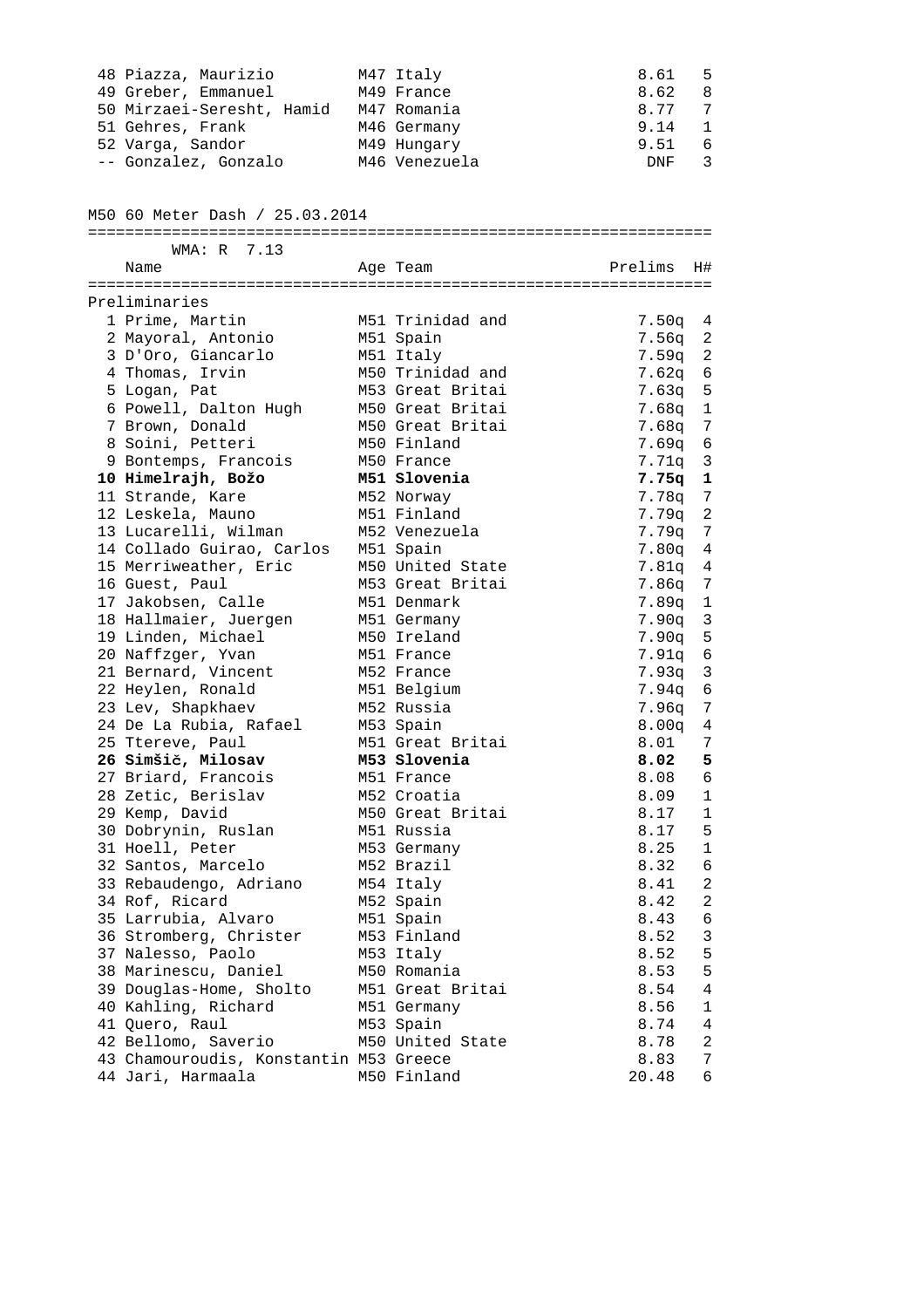| Place | Name | Age | Team | Prelims | H# |
|---|---|---|---|---|---|
| 48 | Piazza, Maurizio | M47 | Italy | 8.61 | 5 |
| 49 | Greber, Emmanuel | M49 | France | 8.62 | 8 |
| 50 | Mirzaei-Seresht, Hamid | M47 | Romania | 8.77 | 7 |
| 51 | Gehres, Frank | M46 | Germany | 9.14 | 1 |
| 52 | Varga, Sandor | M49 | Hungary | 9.51 | 6 |
| -- | Gonzalez, Gonzalo | M46 | Venezuela | DNF | 3 |

## M50 60 Meter Dash / 25.03.2014

WMA: R 7.13

Preliminaries

| Place | Name | Age | Team | Prelims | H# |
|---|---|---|---|---|---|
| 1 | Prime, Martin | M51 | Trinidad and | 7.50q | 4 |
| 2 | Mayoral, Antonio | M51 | Spain | 7.56q | 2 |
| 3 | D'Oro, Giancarlo | M51 | Italy | 7.59q | 2 |
| 4 | Thomas, Irvin | M50 | Trinidad and | 7.62q | 6 |
| 5 | Logan, Pat | M53 | Great Britai | 7.63q | 5 |
| 6 | Powell, Dalton Hugh | M50 | Great Britai | 7.68q | 1 |
| 7 | Brown, Donald | M50 | Great Britai | 7.68q | 7 |
| 8 | Soini, Petteri | M50 | Finland | 7.69q | 6 |
| 9 | Bontemps, Francois | M50 | France | 7.71q | 3 |
| **10** | **Himelrajh, Božo** | **M51** | **Slovenia** | **7.75q** | **1** |
| 11 | Strande, Kare | M52 | Norway | 7.78q | 7 |
| 12 | Leskela, Mauno | M51 | Finland | 7.79q | 2 |
| 13 | Lucarelli, Wilman | M52 | Venezuela | 7.79q | 7 |
| 14 | Collado Guirao, Carlos | M51 | Spain | 7.80q | 4 |
| 15 | Merriweather, Eric | M50 | United State | 7.81q | 4 |
| 16 | Guest, Paul | M53 | Great Britai | 7.86q | 7 |
| 17 | Jakobsen, Calle | M51 | Denmark | 7.89q | 1 |
| 18 | Hallmaier, Juergen | M51 | Germany | 7.90q | 3 |
| 19 | Linden, Michael | M50 | Ireland | 7.90q | 5 |
| 20 | Naffzger, Yvan | M51 | France | 7.91q | 6 |
| 21 | Bernard, Vincent | M52 | France | 7.93q | 3 |
| 22 | Heylen, Ronald | M51 | Belgium | 7.94q | 6 |
| 23 | Lev, Shapkhaev | M52 | Russia | 7.96q | 7 |
| 24 | De La Rubia, Rafael | M53 | Spain | 8.00q | 4 |
| 25 | Ttereve, Paul | M51 | Great Britai | 8.01 | 7 |
| **26** | **Simšič, Milosav** | **M53** | **Slovenia** | **8.02** | **5** |
| 27 | Briard, Francois | M51 | France | 8.08 | 6 |
| 28 | Zetic, Berislav | M52 | Croatia | 8.09 | 1 |
| 29 | Kemp, David | M50 | Great Britai | 8.17 | 1 |
| 30 | Dobrynin, Ruslan | M51 | Russia | 8.17 | 5 |
| 31 | Hoell, Peter | M53 | Germany | 8.25 | 1 |
| 32 | Santos, Marcelo | M52 | Brazil | 8.32 | 6 |
| 33 | Rebaudengo, Adriano | M54 | Italy | 8.41 | 2 |
| 34 | Rof, Ricard | M52 | Spain | 8.42 | 2 |
| 35 | Larrubia, Alvaro | M51 | Spain | 8.43 | 6 |
| 36 | Stromberg, Christer | M53 | Finland | 8.52 | 3 |
| 37 | Nalesso, Paolo | M53 | Italy | 8.52 | 5 |
| 38 | Marinescu, Daniel | M50 | Romania | 8.53 | 5 |
| 39 | Douglas-Home, Sholto | M51 | Great Britai | 8.54 | 4 |
| 40 | Kahling, Richard | M51 | Germany | 8.56 | 1 |
| 41 | Quero, Raul | M53 | Spain | 8.74 | 4 |
| 42 | Bellomo, Saverio | M50 | United State | 8.78 | 2 |
| 43 | Chamouroudis, Konstantin | M53 | Greece | 8.83 | 7 |
| 44 | Jari, Harmaala | M50 | Finland | 20.48 | 6 |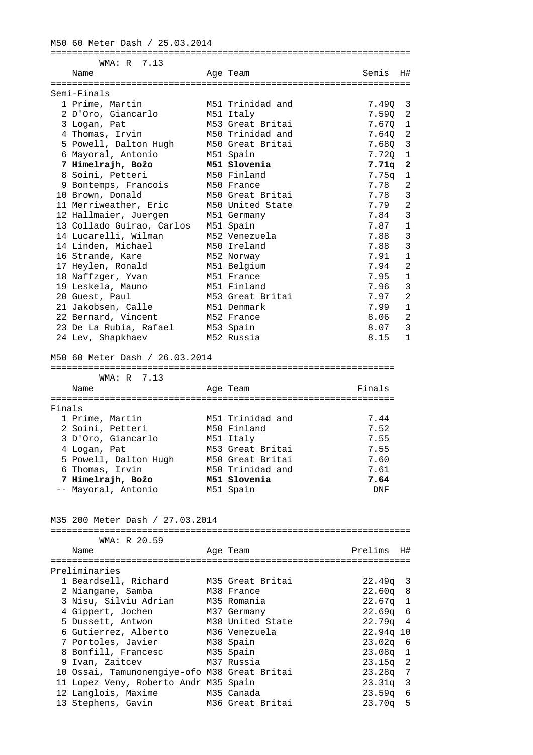## M50 60 Meter Dash / 25.03.2014

WMA: R 7.13

Semi-Finals

| | Name | Age | Team | Semis | H# |
|---|---|---|---|---|---|
| 1 | Prime, Martin | M51 | Trinidad and | 7.49Q | 3 |
| 2 | D'Oro, Giancarlo | M51 | Italy | 7.59Q | 2 |
| 3 | Logan, Pat | M53 | Great Britai | 7.67Q | 1 |
| 4 | Thomas, Irvin | M50 | Trinidad and | 7.64Q | 2 |
| 5 | Powell, Dalton Hugh | M50 | Great Britai | 7.68Q | 3 |
| 6 | Mayoral, Antonio | M51 | Spain | 7.72Q | 1 |
| **7** | **Himelrajh, Božo** | **M51** | **Slovenia** | **7.71q** | **2** |
| 8 | Soini, Petteri | M50 | Finland | 7.75q | 1 |
| 9 | Bontemps, Francois | M50 | France | 7.78 | 2 |
| 10 | Brown, Donald | M50 | Great Britai | 7.78 | 3 |
| 11 | Merriweather, Eric | M50 | United State | 7.79 | 2 |
| 12 | Hallmaier, Juergen | M51 | Germany | 7.84 | 3 |
| 13 | Collado Guirao, Carlos | M51 | Spain | 7.87 | 1 |
| 14 | Lucarelli, Wilman | M52 | Venezuela | 7.88 | 3 |
| 14 | Linden, Michael | M50 | Ireland | 7.88 | 3 |
| 16 | Strande, Kare | M52 | Norway | 7.91 | 1 |
| 17 | Heylen, Ronald | M51 | Belgium | 7.94 | 2 |
| 18 | Naffzger, Yvan | M51 | France | 7.95 | 1 |
| 19 | Leskela, Mauno | M51 | Finland | 7.96 | 3 |
| 20 | Guest, Paul | M53 | Great Britai | 7.97 | 2 |
| 21 | Jakobsen, Calle | M51 | Denmark | 7.99 | 1 |
| 22 | Bernard, Vincent | M52 | France | 8.06 | 2 |
| 23 | De La Rubia, Rafael | M53 | Spain | 8.07 | 3 |
| 24 | Lev, Shapkhaev | M52 | Russia | 8.15 | 1 |

## M50 60 Meter Dash / 26.03.2014

WMA: R 7.13

Finals

| | Name | Age | Team | Finals |
|---|---|---|---|---|
| 1 | Prime, Martin | M51 | Trinidad and | 7.44 |
| 2 | Soini, Petteri | M50 | Finland | 7.52 |
| 3 | D'Oro, Giancarlo | M51 | Italy | 7.55 |
| 4 | Logan, Pat | M53 | Great Britai | 7.55 |
| 5 | Powell, Dalton Hugh | M50 | Great Britai | 7.60 |
| 6 | Thomas, Irvin | M50 | Trinidad and | 7.61 |
| **7** | **Himelrajh, Božo** | **M51** | **Slovenia** | **7.64** |
| -- | Mayoral, Antonio | M51 | Spain | DNF |

## M35 200 Meter Dash / 27.03.2014

WMA: R 20.59

Preliminaries

| | Name | Age | Team | Prelims | H# |
|---|---|---|---|---|---|
| 1 | Beardsell, Richard | M35 | Great Britai | 22.49q | 3 |
| 2 | Niangane, Samba | M38 | France | 22.60q | 8 |
| 3 | Nisu, Silviu Adrian | M35 | Romania | 22.67q | 1 |
| 4 | Gippert, Jochen | M37 | Germany | 22.69q | 6 |
| 5 | Dussett, Antwon | M38 | United State | 22.79q | 4 |
| 6 | Gutierrez, Alberto | M36 | Venezuela | 22.94q | 10 |
| 7 | Portoles, Javier | M38 | Spain | 23.02q | 6 |
| 8 | Bonfill, Francesc | M35 | Spain | 23.08q | 1 |
| 9 | Ivan, Zaitcev | M37 | Russia | 23.15q | 2 |
| 10 | Ossai, Tamunonengiye-ofo | M38 | Great Britai | 23.28q | 7 |
| 11 | Lopez Veny, Roberto Andr | M35 | Spain | 23.31q | 3 |
| 12 | Langlois, Maxime | M35 | Canada | 23.59q | 6 |
| 13 | Stephens, Gavin | M36 | Great Britai | 23.70q | 5 |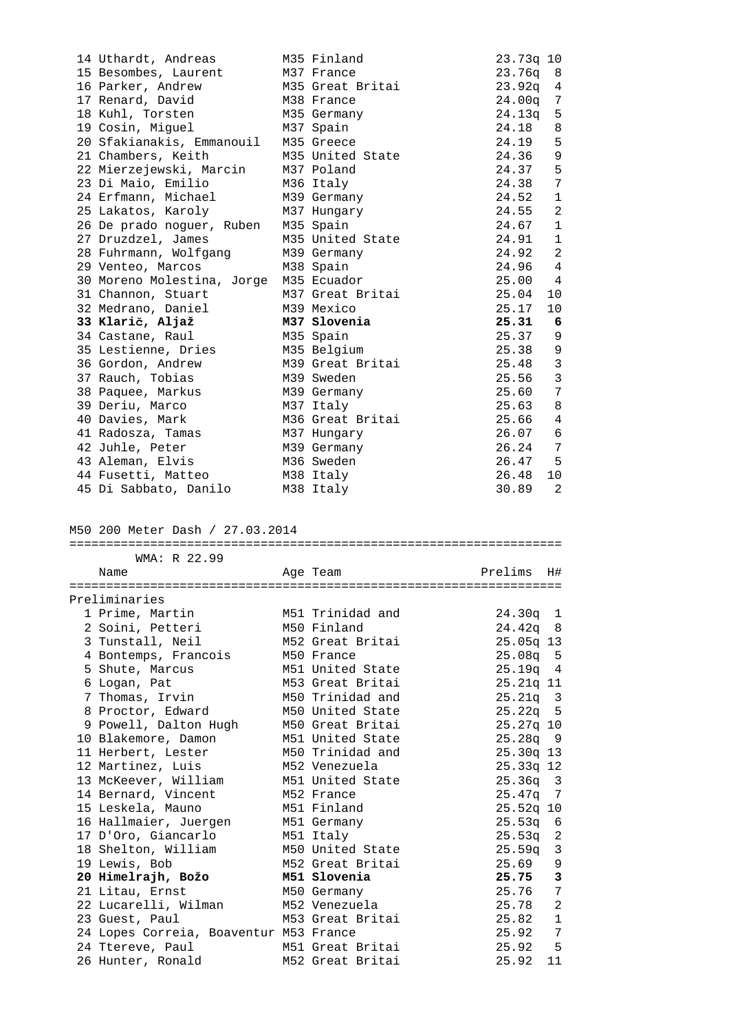| Place | Name | Age | Team | Prelims | H# |
|---|---|---|---|---|---|
| 14 | Uthardt, Andreas | M35 | Finland | 23.73q | 10 |
| 15 | Besombes, Laurent | M37 | France | 23.76q | 8 |
| 16 | Parker, Andrew | M35 | Great Britai | 23.92q | 4 |
| 17 | Renard, David | M38 | France | 24.00q | 7 |
| 18 | Kuhl, Torsten | M35 | Germany | 24.13q | 5 |
| 19 | Cosin, Miguel | M37 | Spain | 24.18 | 8 |
| 20 | Sfakianakis, Emmanouil | M35 | Greece | 24.19 | 5 |
| 21 | Chambers, Keith | M35 | United State | 24.36 | 9 |
| 22 | Mierzejewski, Marcin | M37 | Poland | 24.37 | 5 |
| 23 | Di Maio, Emilio | M36 | Italy | 24.38 | 7 |
| 24 | Erfmann, Michael | M39 | Germany | 24.52 | 1 |
| 25 | Lakatos, Karoly | M37 | Hungary | 24.55 | 2 |
| 26 | De prado noguer, Ruben | M35 | Spain | 24.67 | 1 |
| 27 | Druzdzel, James | M35 | United State | 24.91 | 1 |
| 28 | Fuhrmann, Wolfgang | M39 | Germany | 24.92 | 2 |
| 29 | Venteo, Marcos | M38 | Spain | 24.96 | 4 |
| 30 | Moreno Molestina, Jorge | M35 | Ecuador | 25.00 | 4 |
| 31 | Channon, Stuart | M37 | Great Britai | 25.04 | 10 |
| 32 | Medrano, Daniel | M39 | Mexico | 25.17 | 10 |
| **33** | **Klarič, Aljaž** | **M37** | **Slovenia** | **25.31** | **6** |
| 34 | Castane, Raul | M35 | Spain | 25.37 | 9 |
| 35 | Lestienne, Dries | M35 | Belgium | 25.38 | 9 |
| 36 | Gordon, Andrew | M39 | Great Britai | 25.48 | 3 |
| 37 | Rauch, Tobias | M39 | Sweden | 25.56 | 3 |
| 38 | Paquee, Markus | M39 | Germany | 25.60 | 7 |
| 39 | Deriu, Marco | M37 | Italy | 25.63 | 8 |
| 40 | Davies, Mark | M36 | Great Britai | 25.66 | 4 |
| 41 | Radosza, Tamas | M37 | Hungary | 26.07 | 6 |
| 42 | Juhle, Peter | M39 | Germany | 26.24 | 7 |
| 43 | Aleman, Elvis | M36 | Sweden | 26.47 | 5 |
| 44 | Fusetti, Matteo | M38 | Italy | 26.48 | 10 |
| 45 | Di Sabbato, Danilo | M38 | Italy | 30.89 | 2 |

## M50 200 Meter Dash / 27.03.2014

WMA: R 22.99

Preliminaries

| Place | Name | Age | Team | Prelims | H# |
|---|---|---|---|---|---|
| 1 | Prime, Martin | M51 | Trinidad and | 24.30q | 1 |
| 2 | Soini, Petteri | M50 | Finland | 24.42q | 8 |
| 3 | Tunstall, Neil | M52 | Great Britai | 25.05q | 13 |
| 4 | Bontemps, Francois | M50 | France | 25.08q | 5 |
| 5 | Shute, Marcus | M51 | United State | 25.19q | 4 |
| 6 | Logan, Pat | M53 | Great Britai | 25.21q | 11 |
| 7 | Thomas, Irvin | M50 | Trinidad and | 25.21q | 3 |
| 8 | Proctor, Edward | M50 | United State | 25.22q | 5 |
| 9 | Powell, Dalton Hugh | M50 | Great Britai | 25.27q | 10 |
| 10 | Blakemore, Damon | M51 | United State | 25.28q | 9 |
| 11 | Herbert, Lester | M50 | Trinidad and | 25.30q | 13 |
| 12 | Martinez, Luis | M52 | Venezuela | 25.33q | 12 |
| 13 | McKeever, William | M51 | United State | 25.36q | 3 |
| 14 | Bernard, Vincent | M52 | France | 25.47q | 7 |
| 15 | Leskela, Mauno | M51 | Finland | 25.52q | 10 |
| 16 | Hallmaier, Juergen | M51 | Germany | 25.53q | 6 |
| 17 | D'Oro, Giancarlo | M51 | Italy | 25.53q | 2 |
| 18 | Shelton, William | M50 | United State | 25.59q | 3 |
| 19 | Lewis, Bob | M52 | Great Britai | 25.69 | 9 |
| **20** | **Himelrajh, Božo** | **M51** | **Slovenia** | **25.75** | **3** |
| 21 | Litau, Ernst | M50 | Germany | 25.76 | 7 |
| 22 | Lucarelli, Wilman | M52 | Venezuela | 25.78 | 2 |
| 23 | Guest, Paul | M53 | Great Britai | 25.82 | 1 |
| 24 | Lopes Correia, Boaventur | M53 | France | 25.92 | 7 |
| 24 | Ttereve, Paul | M51 | Great Britai | 25.92 | 5 |
| 26 | Hunter, Ronald | M52 | Great Britai | 25.92 | 11 |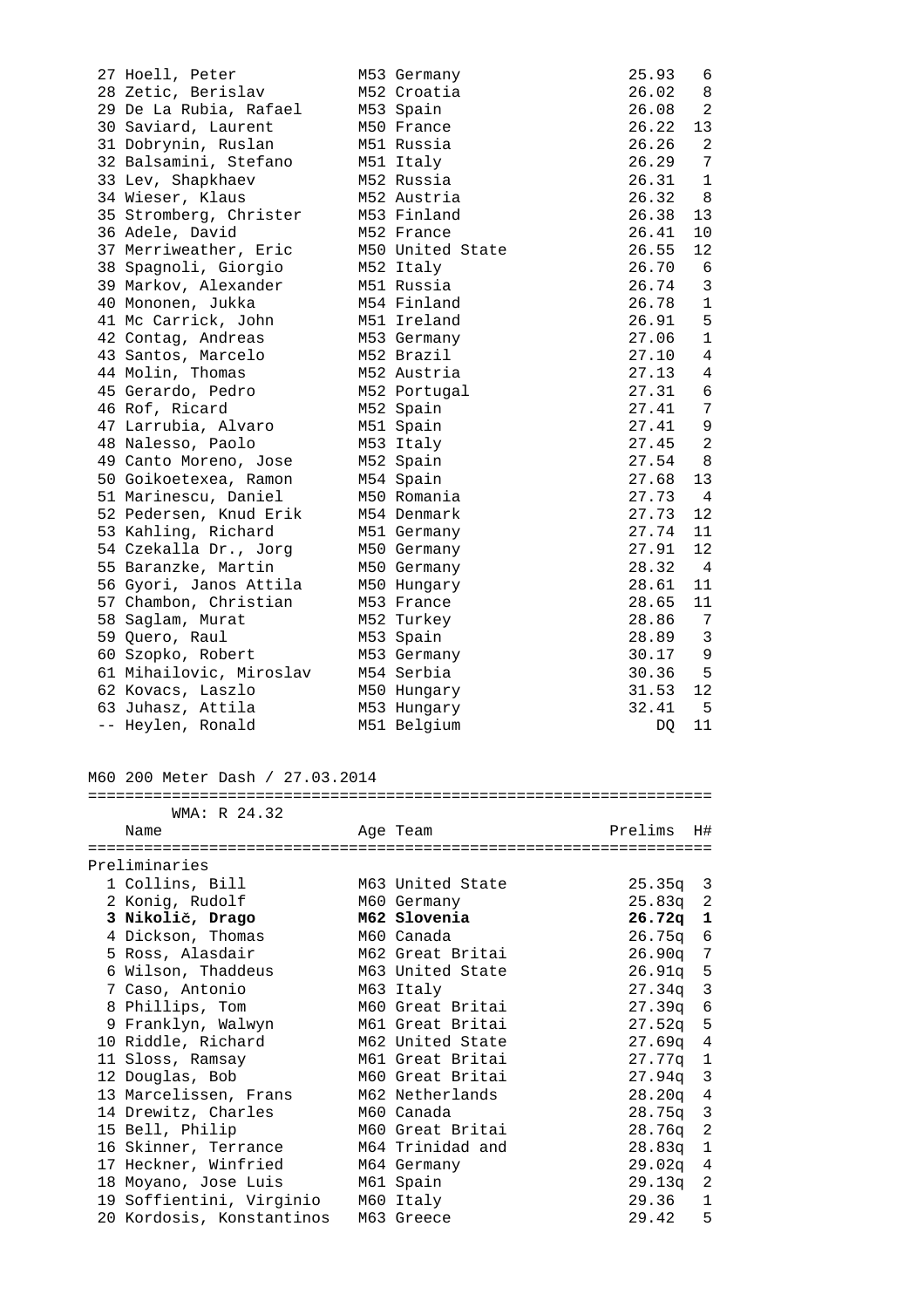| Place | Name | Age Team | Time | H# |
|---|---|---|---|---|
| 27 | Hoell, Peter | M53 Germany | 25.93 | 6 |
| 28 | Zetic, Berislav | M52 Croatia | 26.02 | 8 |
| 29 | De La Rubia, Rafael | M53 Spain | 26.08 | 2 |
| 30 | Saviard, Laurent | M50 France | 26.22 | 13 |
| 31 | Dobrynin, Ruslan | M51 Russia | 26.26 | 2 |
| 32 | Balsamini, Stefano | M51 Italy | 26.29 | 7 |
| 33 | Lev, Shapkhaev | M52 Russia | 26.31 | 1 |
| 34 | Wieser, Klaus | M52 Austria | 26.32 | 8 |
| 35 | Stromberg, Christer | M53 Finland | 26.38 | 13 |
| 36 | Adele, David | M52 France | 26.41 | 10 |
| 37 | Merriweather, Eric | M50 United State | 26.55 | 12 |
| 38 | Spagnoli, Giorgio | M52 Italy | 26.70 | 6 |
| 39 | Markov, Alexander | M51 Russia | 26.74 | 3 |
| 40 | Mononen, Jukka | M54 Finland | 26.78 | 1 |
| 41 | Mc Carrick, John | M51 Ireland | 26.91 | 5 |
| 42 | Contag, Andreas | M53 Germany | 27.06 | 1 |
| 43 | Santos, Marcelo | M52 Brazil | 27.10 | 4 |
| 44 | Molin, Thomas | M52 Austria | 27.13 | 4 |
| 45 | Gerardo, Pedro | M52 Portugal | 27.31 | 6 |
| 46 | Rof, Ricard | M52 Spain | 27.41 | 7 |
| 47 | Larrubia, Alvaro | M51 Spain | 27.41 | 9 |
| 48 | Nalesso, Paolo | M53 Italy | 27.45 | 2 |
| 49 | Canto Moreno, Jose | M52 Spain | 27.54 | 8 |
| 50 | Goikoetexea, Ramon | M54 Spain | 27.68 | 13 |
| 51 | Marinescu, Daniel | M50 Romania | 27.73 | 4 |
| 52 | Pedersen, Knud Erik | M54 Denmark | 27.73 | 12 |
| 53 | Kahling, Richard | M51 Germany | 27.74 | 11 |
| 54 | Czekalla Dr., Jorg | M50 Germany | 27.91 | 12 |
| 55 | Baranzke, Martin | M50 Germany | 28.32 | 4 |
| 56 | Gyori, Janos Attila | M50 Hungary | 28.61 | 11 |
| 57 | Chambon, Christian | M53 France | 28.65 | 11 |
| 58 | Saglam, Murat | M52 Turkey | 28.86 | 7 |
| 59 | Quero, Raul | M53 Spain | 28.89 | 3 |
| 60 | Szopko, Robert | M53 Germany | 30.17 | 9 |
| 61 | Mihailovic, Miroslav | M54 Serbia | 30.36 | 5 |
| 62 | Kovacs, Laszlo | M50 Hungary | 31.53 | 12 |
| 63 | Juhasz, Attila | M53 Hungary | 32.41 | 5 |
| -- | Heylen, Ronald | M51 Belgium | DQ | 11 |

## M60 200 Meter Dash / 27.03.2014

WMA: R 24.32

**Preliminaries**

| Place | Name | Age Team | Prelims | H# |
|---|---|---|---|---|
| 1 | Collins, Bill | M63 United State | 25.35q | 3 |
| 2 | Konig, Rudolf | M60 Germany | 25.83q | 2 |
| **3** | **Nikolič, Drago** | **M62 Slovenia** | **26.72q** | **1** |
| 4 | Dickson, Thomas | M60 Canada | 26.75q | 6 |
| 5 | Ross, Alasdair | M62 Great Britai | 26.90q | 7 |
| 6 | Wilson, Thaddeus | M63 United State | 26.91q | 5 |
| 7 | Caso, Antonio | M63 Italy | 27.34q | 3 |
| 8 | Phillips, Tom | M60 Great Britai | 27.39q | 6 |
| 9 | Franklyn, Walwyn | M61 Great Britai | 27.52q | 5 |
| 10 | Riddle, Richard | M62 United State | 27.69q | 4 |
| 11 | Sloss, Ramsay | M61 Great Britai | 27.77q | 1 |
| 12 | Douglas, Bob | M60 Great Britai | 27.94q | 3 |
| 13 | Marcelissen, Frans | M62 Netherlands | 28.20q | 4 |
| 14 | Drewitz, Charles | M60 Canada | 28.75q | 3 |
| 15 | Bell, Philip | M60 Great Britai | 28.76q | 2 |
| 16 | Skinner, Terrance | M64 Trinidad and | 28.83q | 1 |
| 17 | Heckner, Winfried | M64 Germany | 29.02q | 4 |
| 18 | Moyano, Jose Luis | M61 Spain | 29.13q | 2 |
| 19 | Soffientini, Virginio | M60 Italy | 29.36 | 1 |
| 20 | Kordosis, Konstantinos | M63 Greece | 29.42 | 5 |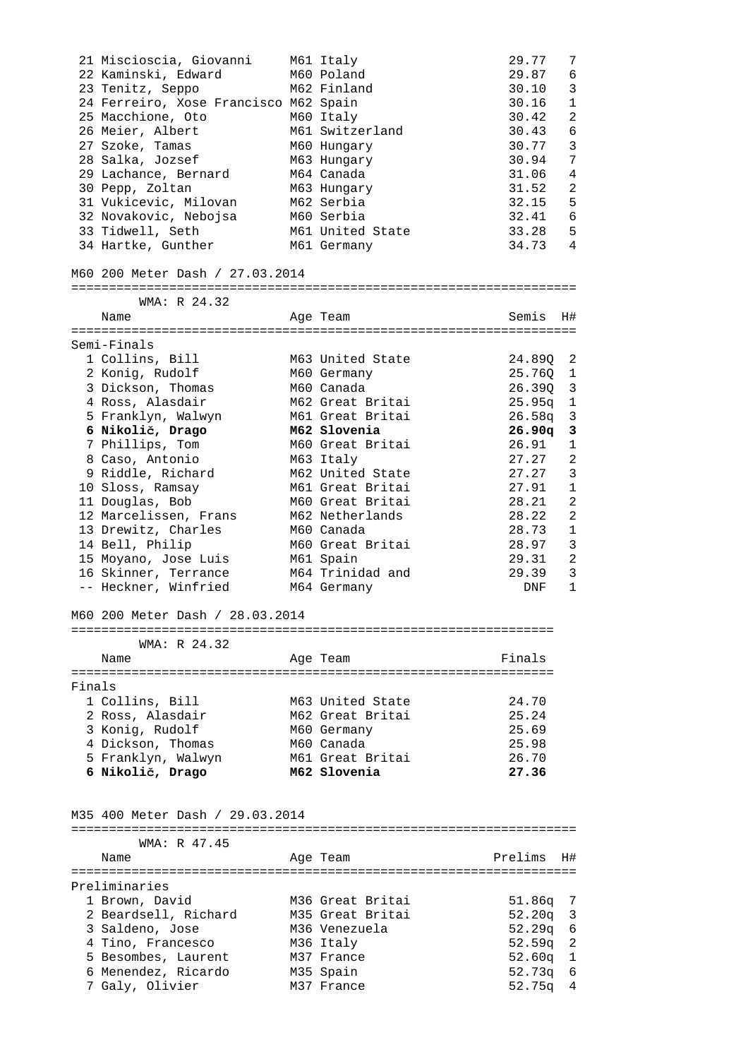| Place | Name | Age | Team | Time | H# |
|---|---|---|---|---|---|
| 21 | Miscioscia, Giovanni | M61 | Italy | 29.77 | 7 |
| 22 | Kaminski, Edward | M60 | Poland | 29.87 | 6 |
| 23 | Tenitz, Seppo | M62 | Finland | 30.10 | 3 |
| 24 | Ferreiro, Xose Francisco | M62 | Spain | 30.16 | 1 |
| 25 | Macchione, Oto | M60 | Italy | 30.42 | 2 |
| 26 | Meier, Albert | M61 | Switzerland | 30.43 | 6 |
| 27 | Szoke, Tamas | M60 | Hungary | 30.77 | 3 |
| 28 | Salka, Jozsef | M63 | Hungary | 30.94 | 7 |
| 29 | Lachance, Bernard | M64 | Canada | 31.06 | 4 |
| 30 | Pepp, Zoltan | M63 | Hungary | 31.52 | 2 |
| 31 | Vukicevic, Milovan | M62 | Serbia | 32.15 | 5 |
| 32 | Novakovic, Nebojsa | M60 | Serbia | 32.41 | 6 |
| 33 | Tidwell, Seth | M61 | United State | 33.28 | 5 |
| 34 | Hartke, Gunther | M61 | Germany | 34.73 | 4 |

## M60 200 Meter Dash / 27.03.2014

WMA: R 24.32

Semi-Finals

| Place | Name | Age | Team | Semis | H# |
|---|---|---|---|---|---|
| 1 | Collins, Bill | M63 | United State | 24.89Q | 2 |
| 2 | Konig, Rudolf | M60 | Germany | 25.76Q | 1 |
| 3 | Dickson, Thomas | M60 | Canada | 26.39Q | 3 |
| 4 | Ross, Alasdair | M62 | Great Britai | 25.95q | 1 |
| 5 | Franklyn, Walwyn | M61 | Great Britai | 26.58q | 3 |
| **6** | **Nikolič, Drago** | **M62** | **Slovenia** | **26.90q** | **3** |
| 7 | Phillips, Tom | M60 | Great Britai | 26.91 | 1 |
| 8 | Caso, Antonio | M63 | Italy | 27.27 | 2 |
| 9 | Riddle, Richard | M62 | United State | 27.27 | 3 |
| 10 | Sloss, Ramsay | M61 | Great Britai | 27.91 | 1 |
| 11 | Douglas, Bob | M60 | Great Britai | 28.21 | 2 |
| 12 | Marcelissen, Frans | M62 | Netherlands | 28.22 | 2 |
| 13 | Drewitz, Charles | M60 | Canada | 28.73 | 1 |
| 14 | Bell, Philip | M60 | Great Britai | 28.97 | 3 |
| 15 | Moyano, Jose Luis | M61 | Spain | 29.31 | 2 |
| 16 | Skinner, Terrance | M64 | Trinidad and | 29.39 | 3 |
| -- | Heckner, Winfried | M64 | Germany | DNF | 1 |

## M60 200 Meter Dash / 28.03.2014

WMA: R 24.32

Finals

| Place | Name | Age | Team | Finals |
|---|---|---|---|---|
| 1 | Collins, Bill | M63 | United State | 24.70 |
| 2 | Ross, Alasdair | M62 | Great Britai | 25.24 |
| 3 | Konig, Rudolf | M60 | Germany | 25.69 |
| 4 | Dickson, Thomas | M60 | Canada | 25.98 |
| 5 | Franklyn, Walwyn | M61 | Great Britai | 26.70 |
| **6** | **Nikolič, Drago** | **M62** | **Slovenia** | **27.36** |

## M35 400 Meter Dash / 29.03.2014

WMA: R 47.45

Preliminaries

| Place | Name | Age | Team | Prelims | H# |
|---|---|---|---|---|---|
| 1 | Brown, David | M36 | Great Britai | 51.86q | 7 |
| 2 | Beardsell, Richard | M35 | Great Britai | 52.20q | 3 |
| 3 | Saldeno, Jose | M36 | Venezuela | 52.29q | 6 |
| 4 | Tino, Francesco | M36 | Italy | 52.59q | 2 |
| 5 | Besombes, Laurent | M37 | France | 52.60q | 1 |
| 6 | Menendez, Ricardo | M35 | Spain | 52.73q | 6 |
| 7 | Galy, Olivier | M37 | France | 52.75q | 4 |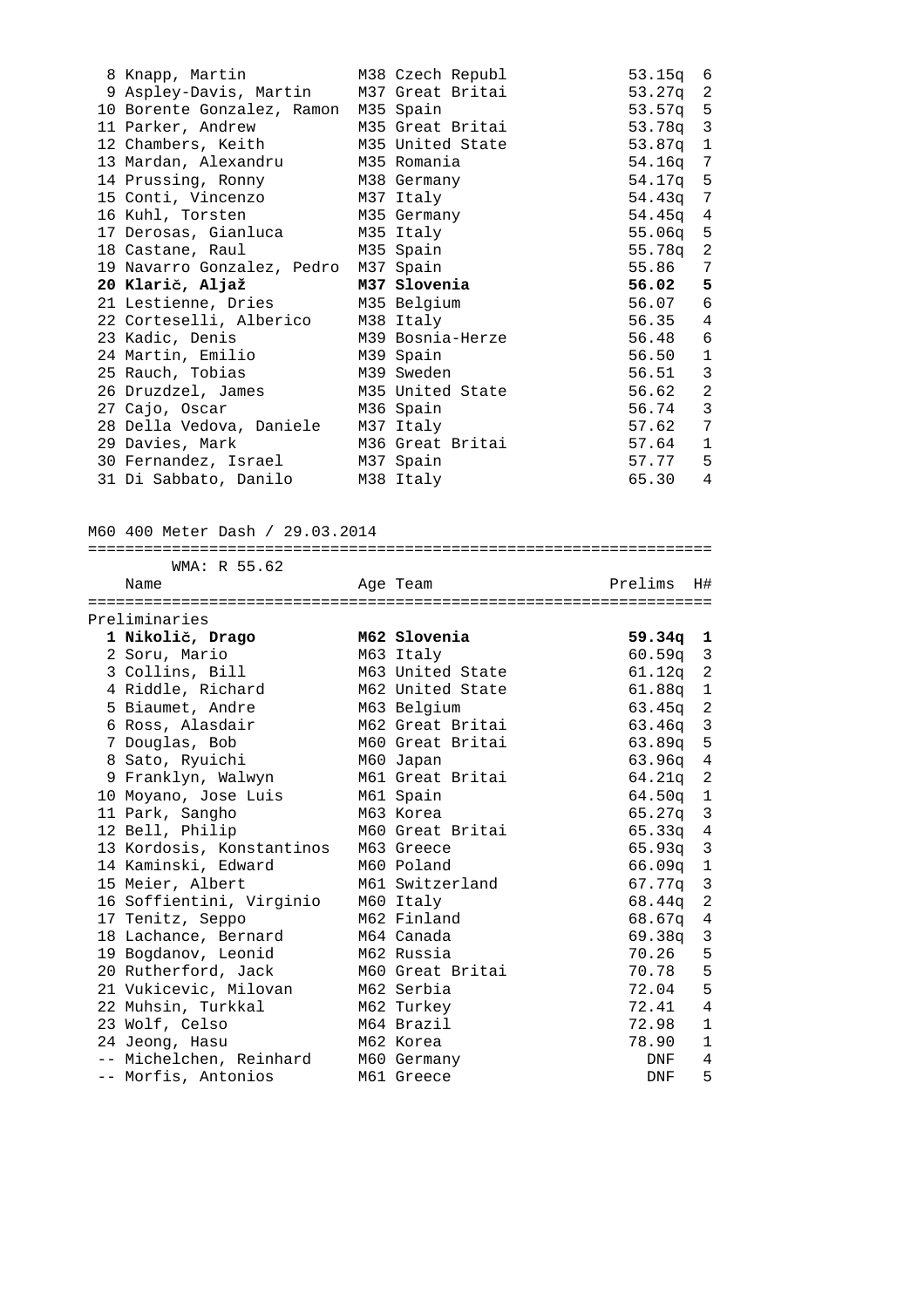| Place | Name | Age Team | Prelims | H# |
|---|---|---|---|---|
| 8 | Knapp, Martin | M38 Czech Republ | 53.15q | 6 |
| 9 | Aspley-Davis, Martin | M37 Great Britai | 53.27q | 2 |
| 10 | Borente Gonzalez, Ramon | M35 Spain | 53.57q | 5 |
| 11 | Parker, Andrew | M35 Great Britai | 53.78q | 3 |
| 12 | Chambers, Keith | M35 United State | 53.87q | 1 |
| 13 | Mardan, Alexandru | M35 Romania | 54.16q | 7 |
| 14 | Prussing, Ronny | M38 Germany | 54.17q | 5 |
| 15 | Conti, Vincenzo | M37 Italy | 54.43q | 7 |
| 16 | Kuhl, Torsten | M35 Germany | 54.45q | 4 |
| 17 | Derosas, Gianluca | M35 Italy | 55.06q | 5 |
| 18 | Castane, Raul | M35 Spain | 55.78q | 2 |
| 19 | Navarro Gonzalez, Pedro | M37 Spain | 55.86 | 7 |
| **20** | **Klarič, Aljaž** | **M37 Slovenia** | **56.02** | **5** |
| 21 | Lestienne, Dries | M35 Belgium | 56.07 | 6 |
| 22 | Corteselli, Alberico | M38 Italy | 56.35 | 4 |
| 23 | Kadic, Denis | M39 Bosnia-Herze | 56.48 | 6 |
| 24 | Martin, Emilio | M39 Spain | 56.50 | 1 |
| 25 | Rauch, Tobias | M39 Sweden | 56.51 | 3 |
| 26 | Druzdzel, James | M35 United State | 56.62 | 2 |
| 27 | Cajo, Oscar | M36 Spain | 56.74 | 3 |
| 28 | Della Vedova, Daniele | M37 Italy | 57.62 | 7 |
| 29 | Davies, Mark | M36 Great Britai | 57.64 | 1 |
| 30 | Fernandez, Israel | M37 Spain | 57.77 | 5 |
| 31 | Di Sabbato, Danilo | M38 Italy | 65.30 | 4 |

M60 400 Meter Dash / 29.03.2014

WMA: R 55.62

Preliminaries

| Place | Name | Age Team | Prelims | H# |
|---|---|---|---|---|
| **1** | **Nikolič, Drago** | **M62 Slovenia** | **59.34q** | **1** |
| 2 | Soru, Mario | M63 Italy | 60.59q | 3 |
| 3 | Collins, Bill | M63 United State | 61.12q | 2 |
| 4 | Riddle, Richard | M62 United State | 61.88q | 1 |
| 5 | Biaumet, Andre | M63 Belgium | 63.45q | 2 |
| 6 | Ross, Alasdair | M62 Great Britai | 63.46q | 3 |
| 7 | Douglas, Bob | M60 Great Britai | 63.89q | 5 |
| 8 | Sato, Ryuichi | M60 Japan | 63.96q | 4 |
| 9 | Franklyn, Walwyn | M61 Great Britai | 64.21q | 2 |
| 10 | Moyano, Jose Luis | M61 Spain | 64.50q | 1 |
| 11 | Park, Sangho | M63 Korea | 65.27q | 3 |
| 12 | Bell, Philip | M60 Great Britai | 65.33q | 4 |
| 13 | Kordosis, Konstantinos | M63 Greece | 65.93q | 3 |
| 14 | Kaminski, Edward | M60 Poland | 66.09q | 1 |
| 15 | Meier, Albert | M61 Switzerland | 67.77q | 3 |
| 16 | Soffientini, Virginio | M60 Italy | 68.44q | 2 |
| 17 | Tenitz, Seppo | M62 Finland | 68.67q | 4 |
| 18 | Lachance, Bernard | M64 Canada | 69.38q | 3 |
| 19 | Bogdanov, Leonid | M62 Russia | 70.26 | 5 |
| 20 | Rutherford, Jack | M60 Great Britai | 70.78 | 5 |
| 21 | Vukicevic, Milovan | M62 Serbia | 72.04 | 5 |
| 22 | Muhsin, Turkkal | M62 Turkey | 72.41 | 4 |
| 23 | Wolf, Celso | M64 Brazil | 72.98 | 1 |
| 24 | Jeong, Hasu | M62 Korea | 78.90 | 1 |
| -- | Michelchen, Reinhard | M60 Germany | DNF | 4 |
| -- | Morfis, Antonios | M61 Greece | DNF | 5 |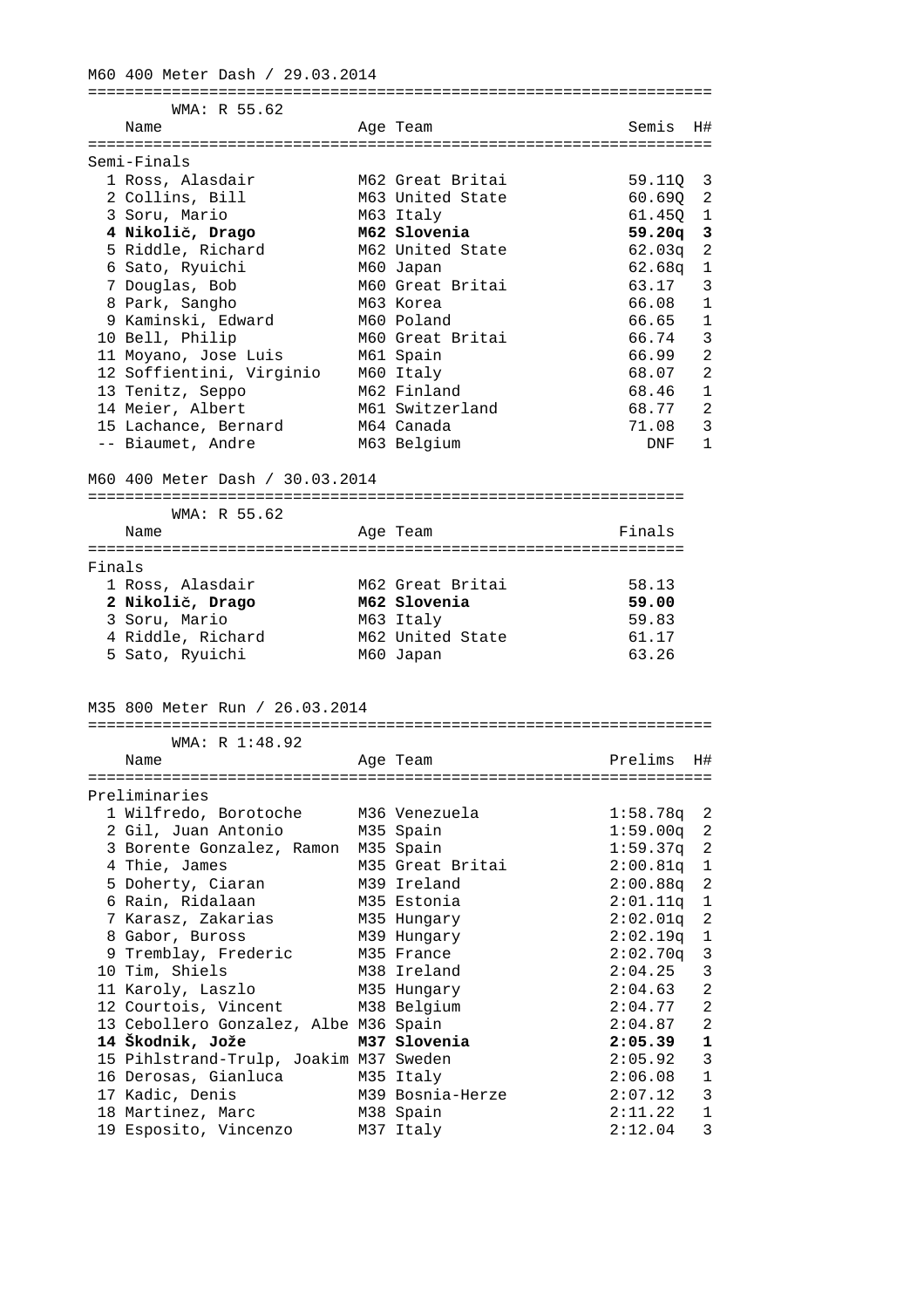## M60 400 Meter Dash / 29.03.2014

WMA: R 55.62

**Semi-Finals**

| | Name | Age | Team | Semis | H# |
|---|---|---|---|---|---|
| 1 | Ross, Alasdair | M62 | Great Britai | 59.11Q | 3 |
| 2 | Collins, Bill | M63 | United State | 60.69Q | 2 |
| 3 | Soru, Mario | M63 | Italy | 61.45Q | 1 |
| **4** | **Nikolič, Drago** | **M62** | **Slovenia** | **59.20q** | **3** |
| 5 | Riddle, Richard | M62 | United State | 62.03q | 2 |
| 6 | Sato, Ryuichi | M60 | Japan | 62.68q | 1 |
| 7 | Douglas, Bob | M60 | Great Britai | 63.17 | 3 |
| 8 | Park, Sangho | M63 | Korea | 66.08 | 1 |
| 9 | Kaminski, Edward | M60 | Poland | 66.65 | 1 |
| 10 | Bell, Philip | M60 | Great Britai | 66.74 | 3 |
| 11 | Moyano, Jose Luis | M61 | Spain | 66.99 | 2 |
| 12 | Soffientini, Virginio | M60 | Italy | 68.07 | 2 |
| 13 | Tenitz, Seppo | M62 | Finland | 68.46 | 1 |
| 14 | Meier, Albert | M61 | Switzerland | 68.77 | 2 |
| 15 | Lachance, Bernard | M64 | Canada | 71.08 | 3 |
| -- | Biaumet, Andre | M63 | Belgium | DNF | 1 |

## M60 400 Meter Dash / 30.03.2014

WMA: R 55.62

**Finals**

| | Name | Age | Team | Finals |
|---|---|---|---|---|
| 1 | Ross, Alasdair | M62 | Great Britai | 58.13 |
| **2** | **Nikolič, Drago** | **M62** | **Slovenia** | **59.00** |
| 3 | Soru, Mario | M63 | Italy | 59.83 |
| 4 | Riddle, Richard | M62 | United State | 61.17 |
| 5 | Sato, Ryuichi | M60 | Japan | 63.26 |

## M35 800 Meter Run / 26.03.2014

WMA: R 1:48.92

**Preliminaries**

| | Name | Age | Team | Prelims | H# |
|---|---|---|---|---|---|
| 1 | Wilfredo, Borotoche | M36 | Venezuela | 1:58.78q | 2 |
| 2 | Gil, Juan Antonio | M35 | Spain | 1:59.00q | 2 |
| 3 | Borente Gonzalez, Ramon | M35 | Spain | 1:59.37q | 2 |
| 4 | Thie, James | M35 | Great Britai | 2:00.81q | 1 |
| 5 | Doherty, Ciaran | M39 | Ireland | 2:00.88q | 2 |
| 6 | Rain, Ridalaan | M35 | Estonia | 2:01.11q | 1 |
| 7 | Karasz, Zakarias | M35 | Hungary | 2:02.01q | 2 |
| 8 | Gabor, Buross | M39 | Hungary | 2:02.19q | 1 |
| 9 | Tremblay, Frederic | M35 | France | 2:02.70q | 3 |
| 10 | Tim, Shiels | M38 | Ireland | 2:04.25 | 3 |
| 11 | Karoly, Laszlo | M35 | Hungary | 2:04.63 | 2 |
| 12 | Courtois, Vincent | M38 | Belgium | 2:04.77 | 2 |
| 13 | Cebollero Gonzalez, Albe | M36 | Spain | 2:04.87 | 2 |
| **14** | **Škodnik, Jože** | **M37** | **Slovenia** | **2:05.39** | **1** |
| 15 | Pihlstrand-Trulp, Joakim | M37 | Sweden | 2:05.92 | 3 |
| 16 | Derosas, Gianluca | M35 | Italy | 2:06.08 | 1 |
| 17 | Kadic, Denis | M39 | Bosnia-Herze | 2:07.12 | 3 |
| 18 | Martinez, Marc | M38 | Spain | 2:11.22 | 1 |
| 19 | Esposito, Vincenzo | M37 | Italy | 2:12.04 | 3 |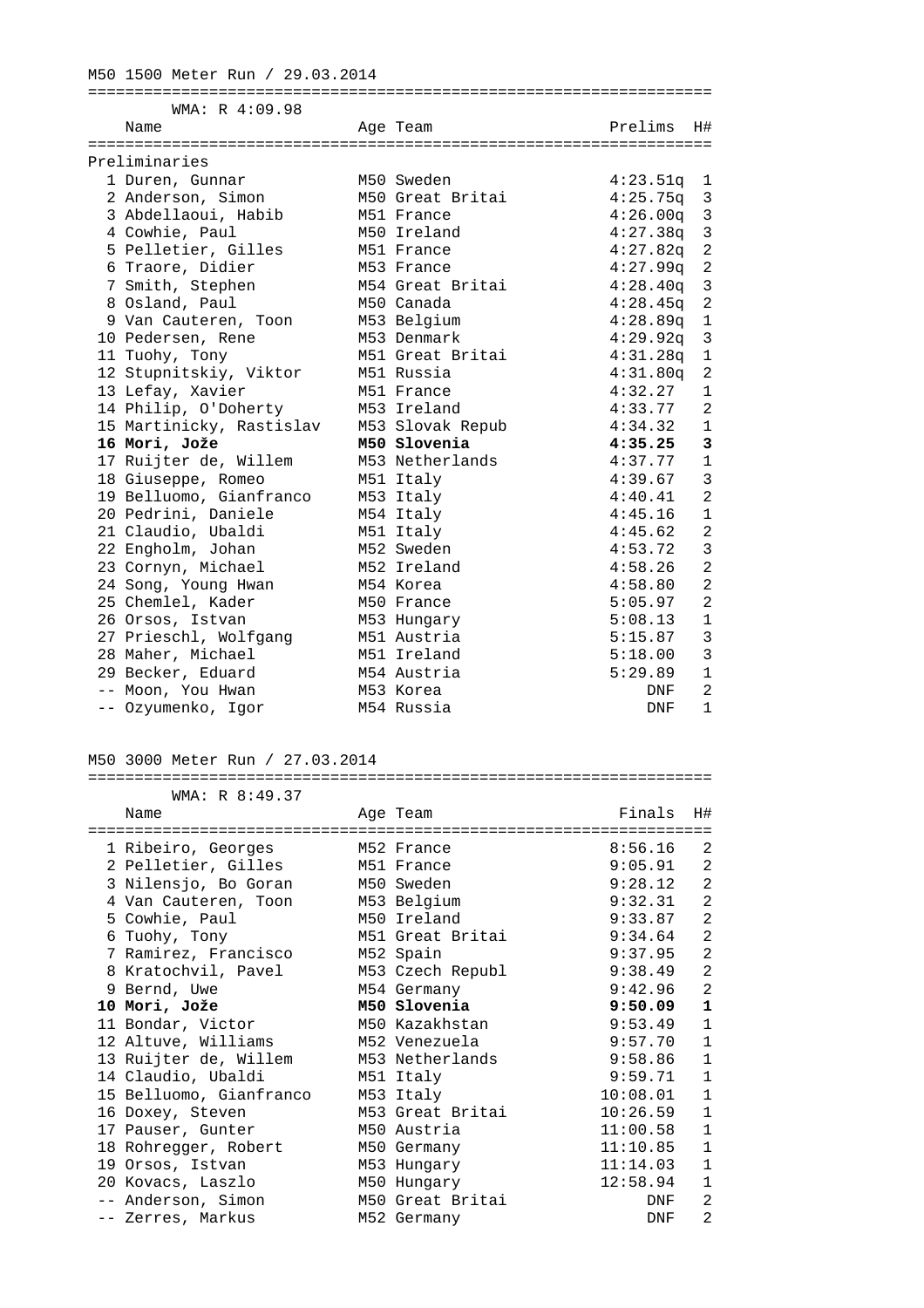## M50 1500 Meter Run / 29.03.2014

WMA: R 4:09.98

Preliminaries

| | Name | Age | Team | Prelims | H# |
|---|---|---|---|---|---|
| 1 | Duren, Gunnar | M50 | Sweden | 4:23.51q | 1 |
| 2 | Anderson, Simon | M50 | Great Britai | 4:25.75q | 3 |
| 3 | Abdellaoui, Habib | M51 | France | 4:26.00q | 3 |
| 4 | Cowhie, Paul | M50 | Ireland | 4:27.38q | 3 |
| 5 | Pelletier, Gilles | M51 | France | 4:27.82q | 2 |
| 6 | Traore, Didier | M53 | France | 4:27.99q | 2 |
| 7 | Smith, Stephen | M54 | Great Britai | 4:28.40q | 3 |
| 8 | Osland, Paul | M50 | Canada | 4:28.45q | 2 |
| 9 | Van Cauteren, Toon | M53 | Belgium | 4:28.89q | 1 |
| 10 | Pedersen, Rene | M53 | Denmark | 4:29.92q | 3 |
| 11 | Tuohy, Tony | M51 | Great Britai | 4:31.28q | 1 |
| 12 | Stupnitskiy, Viktor | M51 | Russia | 4:31.80q | 2 |
| 13 | Lefay, Xavier | M51 | France | 4:32.27 | 1 |
| 14 | Philip, O'Doherty | M53 | Ireland | 4:33.77 | 2 |
| 15 | Martinicky, Rastislav | M53 | Slovak Repub | 4:34.32 | 1 |
| **16** | **Mori, Jože** | **M50** | **Slovenia** | **4:35.25** | **3** |
| 17 | Ruijter de, Willem | M53 | Netherlands | 4:37.77 | 1 |
| 18 | Giuseppe, Romeo | M51 | Italy | 4:39.67 | 3 |
| 19 | Belluomo, Gianfranco | M53 | Italy | 4:40.41 | 2 |
| 20 | Pedrini, Daniele | M54 | Italy | 4:45.16 | 1 |
| 21 | Claudio, Ubaldi | M51 | Italy | 4:45.62 | 2 |
| 22 | Engholm, Johan | M52 | Sweden | 4:53.72 | 3 |
| 23 | Cornyn, Michael | M52 | Ireland | 4:58.26 | 2 |
| 24 | Song, Young Hwan | M54 | Korea | 4:58.80 | 2 |
| 25 | Chemlel, Kader | M50 | France | 5:05.97 | 2 |
| 26 | Orsos, Istvan | M53 | Hungary | 5:08.13 | 1 |
| 27 | Prieschl, Wolfgang | M51 | Austria | 5:15.87 | 3 |
| 28 | Maher, Michael | M51 | Ireland | 5:18.00 | 3 |
| 29 | Becker, Eduard | M54 | Austria | 5:29.89 | 1 |
| -- | Moon, You Hwan | M53 | Korea | DNF | 2 |
| -- | Ozyumenko, Igor | M54 | Russia | DNF | 1 |

## M50 3000 Meter Run / 27.03.2014

WMA: R 8:49.37

| | Name | Age | Team | Finals | H# |
|---|---|---|---|---|---|
| 1 | Ribeiro, Georges | M52 | France | 8:56.16 | 2 |
| 2 | Pelletier, Gilles | M51 | France | 9:05.91 | 2 |
| 3 | Nilensjo, Bo Goran | M50 | Sweden | 9:28.12 | 2 |
| 4 | Van Cauteren, Toon | M53 | Belgium | 9:32.31 | 2 |
| 5 | Cowhie, Paul | M50 | Ireland | 9:33.87 | 2 |
| 6 | Tuohy, Tony | M51 | Great Britai | 9:34.64 | 2 |
| 7 | Ramirez, Francisco | M52 | Spain | 9:37.95 | 2 |
| 8 | Kratochvil, Pavel | M53 | Czech Republ | 9:38.49 | 2 |
| 9 | Bernd, Uwe | M54 | Germany | 9:42.96 | 2 |
| **10** | **Mori, Jože** | **M50** | **Slovenia** | **9:50.09** | **1** |
| 11 | Bondar, Victor | M50 | Kazakhstan | 9:53.49 | 1 |
| 12 | Altuve, Williams | M52 | Venezuela | 9:57.70 | 1 |
| 13 | Ruijter de, Willem | M53 | Netherlands | 9:58.86 | 1 |
| 14 | Claudio, Ubaldi | M51 | Italy | 9:59.71 | 1 |
| 15 | Belluomo, Gianfranco | M53 | Italy | 10:08.01 | 1 |
| 16 | Doxey, Steven | M53 | Great Britai | 10:26.59 | 1 |
| 17 | Pauser, Gunter | M50 | Austria | 11:00.58 | 1 |
| 18 | Rohregger, Robert | M50 | Germany | 11:10.85 | 1 |
| 19 | Orsos, Istvan | M53 | Hungary | 11:14.03 | 1 |
| 20 | Kovacs, Laszlo | M50 | Hungary | 12:58.94 | 1 |
| -- | Anderson, Simon | M50 | Great Britai | DNF | 2 |
| -- | Zerres, Markus | M52 | Germany | DNF | 2 |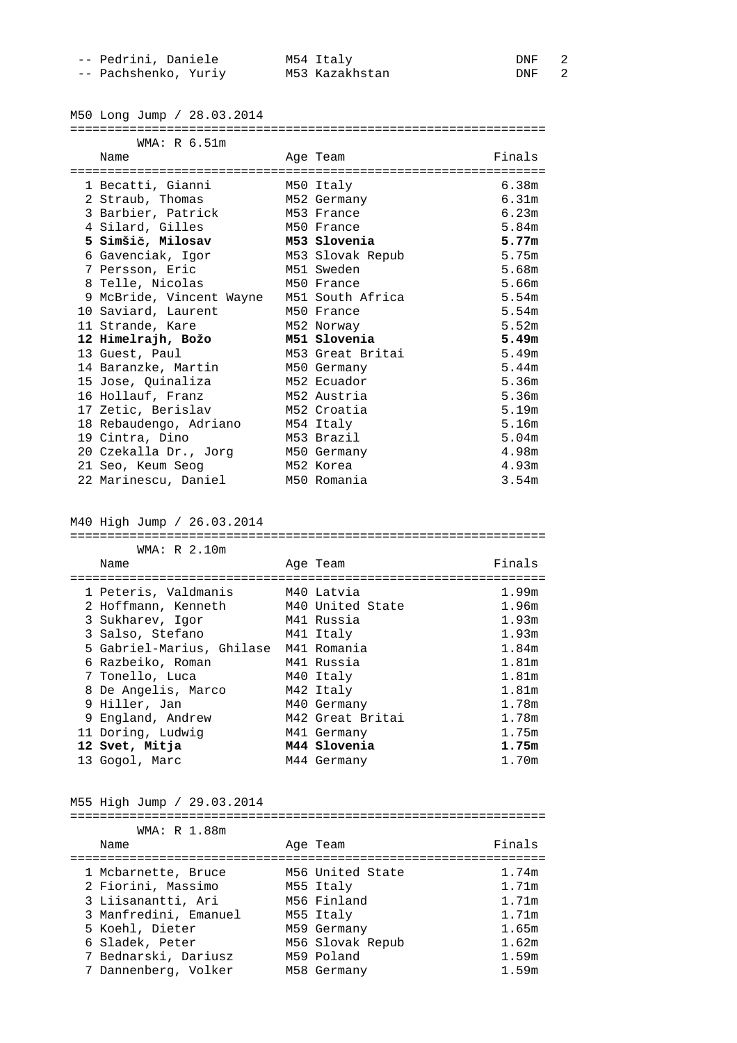| | Name | Age | Team | Finals | |
|---|---|---|---|---|---|
| -- | Pedrini, Daniele | M54 | Italy | DNF | 2 |
| -- | Pachshenko, Yuriy | M53 | Kazakhstan | DNF | 2 |

## M50 Long Jump / 28.03.2014

WMA: R 6.51m

| | Name | Age | Team | Finals |
|---|---|---|---|---|
| 1 | Becatti, Gianni | M50 | Italy | 6.38m |
| 2 | Straub, Thomas | M52 | Germany | 6.31m |
| 3 | Barbier, Patrick | M53 | France | 6.23m |
| 4 | Silard, Gilles | M50 | France | 5.84m |
| **5** | **Simšič, Milosav** | **M53** | **Slovenia** | **5.77m** |
| 6 | Gavenciak, Igor | M53 | Slovak Repub | 5.75m |
| 7 | Persson, Eric | M51 | Sweden | 5.68m |
| 8 | Telle, Nicolas | M50 | France | 5.66m |
| 9 | McBride, Vincent Wayne | M51 | South Africa | 5.54m |
| 10 | Saviard, Laurent | M50 | France | 5.54m |
| 11 | Strande, Kare | M52 | Norway | 5.52m |
| **12** | **Himelrajh, Božo** | **M51** | **Slovenia** | **5.49m** |
| 13 | Guest, Paul | M53 | Great Britai | 5.49m |
| 14 | Baranzke, Martin | M50 | Germany | 5.44m |
| 15 | Jose, Quinaliza | M52 | Ecuador | 5.36m |
| 16 | Hollauf, Franz | M52 | Austria | 5.36m |
| 17 | Zetic, Berislav | M52 | Croatia | 5.19m |
| 18 | Rebaudengo, Adriano | M54 | Italy | 5.16m |
| 19 | Cintra, Dino | M53 | Brazil | 5.04m |
| 20 | Czekalla Dr., Jorg | M50 | Germany | 4.98m |
| 21 | Seo, Keum Seog | M52 | Korea | 4.93m |
| 22 | Marinescu, Daniel | M50 | Romania | 3.54m |

## M40 High Jump / 26.03.2014

WMA: R 2.10m

| | Name | Age | Team | Finals |
|---|---|---|---|---|
| 1 | Peteris, Valdmanis | M40 | Latvia | 1.99m |
| 2 | Hoffmann, Kenneth | M40 | United State | 1.96m |
| 3 | Sukharev, Igor | M41 | Russia | 1.93m |
| 3 | Salso, Stefano | M41 | Italy | 1.93m |
| 5 | Gabriel-Marius, Ghilase | M41 | Romania | 1.84m |
| 6 | Razbeiko, Roman | M41 | Russia | 1.81m |
| 7 | Tonello, Luca | M40 | Italy | 1.81m |
| 8 | De Angelis, Marco | M42 | Italy | 1.81m |
| 9 | Hiller, Jan | M40 | Germany | 1.78m |
| 9 | England, Andrew | M42 | Great Britai | 1.78m |
| 11 | Doring, Ludwig | M41 | Germany | 1.75m |
| **12** | **Svet, Mitja** | **M44** | **Slovenia** | **1.75m** |
| 13 | Gogol, Marc | M44 | Germany | 1.70m |

## M55 High Jump / 29.03.2014

WMA: R 1.88m

| | Name | Age | Team | Finals |
|---|---|---|---|---|
| 1 | Mcbarnette, Bruce | M56 | United State | 1.74m |
| 2 | Fiorini, Massimo | M55 | Italy | 1.71m |
| 3 | Liisanantti, Ari | M56 | Finland | 1.71m |
| 3 | Manfredini, Emanuel | M55 | Italy | 1.71m |
| 5 | Koehl, Dieter | M59 | Germany | 1.65m |
| 6 | Sladek, Peter | M56 | Slovak Repub | 1.62m |
| 7 | Bednarski, Dariusz | M59 | Poland | 1.59m |
| 7 | Dannenberg, Volker | M58 | Germany | 1.59m |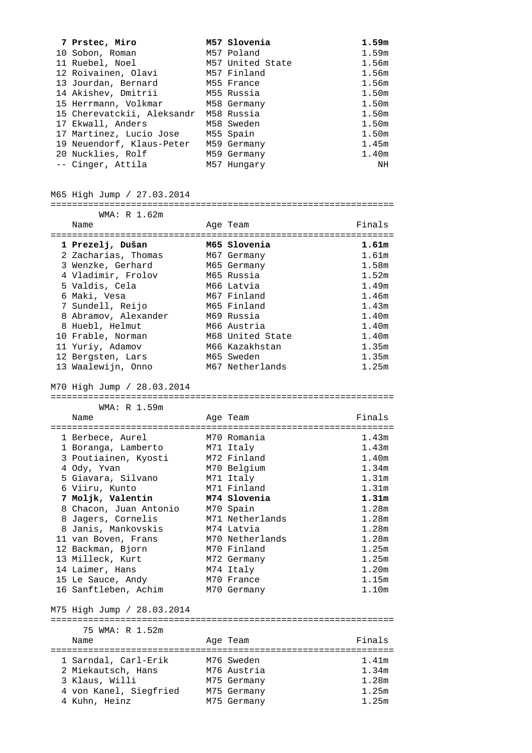| | Name | Age Team | Finals |
|---|---|---|---|
| **7** | **Prstec, Miro** | **M57 Slovenia** | **1.59m** |
| 10 | Sobon, Roman | M57 Poland | 1.59m |
| 11 | Ruebel, Noel | M57 United State | 1.56m |
| 12 | Roivainen, Olavi | M57 Finland | 1.56m |
| 13 | Jourdan, Bernard | M55 France | 1.56m |
| 14 | Akishev, Dmitrii | M55 Russia | 1.50m |
| 15 | Herrmann, Volkmar | M58 Germany | 1.50m |
| 15 | Cherevatckii, Aleksandr | M58 Russia | 1.50m |
| 17 | Ekwall, Anders | M58 Sweden | 1.50m |
| 17 | Martinez, Lucio Jose | M55 Spain | 1.50m |
| 19 | Neuendorf, Klaus-Peter | M59 Germany | 1.45m |
| 20 | Nucklies, Rolf | M59 Germany | 1.40m |
| -- | Cinger, Attila | M57 Hungary | NH |

M65 High Jump / 27.03.2014

WMA: R 1.62m

| | Name | Age Team | Finals |
|---|---|---|---|
| **1** | **Prezelj, Dušan** | **M65 Slovenia** | **1.61m** |
| 2 | Zacharias, Thomas | M67 Germany | 1.61m |
| 3 | Wenzke, Gerhard | M65 Germany | 1.58m |
| 4 | Vladimir, Frolov | M65 Russia | 1.52m |
| 5 | Valdis, Cela | M66 Latvia | 1.49m |
| 6 | Maki, Vesa | M67 Finland | 1.46m |
| 7 | Sundell, Reijo | M65 Finland | 1.43m |
| 8 | Abramov, Alexander | M69 Russia | 1.40m |
| 8 | Huebl, Helmut | M66 Austria | 1.40m |
| 10 | Frable, Norman | M68 United State | 1.40m |
| 11 | Yuriy, Adamov | M66 Kazakhstan | 1.35m |
| 12 | Bergsten, Lars | M65 Sweden | 1.35m |
| 13 | Waalewijn, Onno | M67 Netherlands | 1.25m |

M70 High Jump / 28.03.2014

WMA: R 1.59m

| | Name | Age Team | Finals |
|---|---|---|---|
| 1 | Berbece, Aurel | M70 Romania | 1.43m |
| 1 | Boranga, Lamberto | M71 Italy | 1.43m |
| 3 | Poutiainen, Kyosti | M72 Finland | 1.40m |
| 4 | Ody, Yvan | M70 Belgium | 1.34m |
| 5 | Giavara, Silvano | M71 Italy | 1.31m |
| 6 | Viiru, Kunto | M71 Finland | 1.31m |
| **7** | **Moljk, Valentin** | **M74 Slovenia** | **1.31m** |
| 8 | Chacon, Juan Antonio | M70 Spain | 1.28m |
| 8 | Jagers, Cornelis | M71 Netherlands | 1.28m |
| 8 | Janis, Mankovskis | M74 Latvia | 1.28m |
| 11 | van Boven, Frans | M70 Netherlands | 1.28m |
| 12 | Backman, Bjorn | M70 Finland | 1.25m |
| 13 | Milleck, Kurt | M72 Germany | 1.25m |
| 14 | Laimer, Hans | M74 Italy | 1.20m |
| 15 | Le Sauce, Andy | M70 France | 1.15m |
| 16 | Sanftleben, Achim | M70 Germany | 1.10m |

M75 High Jump / 28.03.2014

75 WMA: R 1.52m

| | Name | Age Team | Finals |
|---|---|---|---|
| 1 | Sarndal, Carl-Erik | M76 Sweden | 1.41m |
| 2 | Miekautsch, Hans | M76 Austria | 1.34m |
| 3 | Klaus, Willi | M75 Germany | 1.28m |
| 4 | von Kanel, Siegfried | M75 Germany | 1.25m |
| 4 | Kuhn, Heinz | M75 Germany | 1.25m |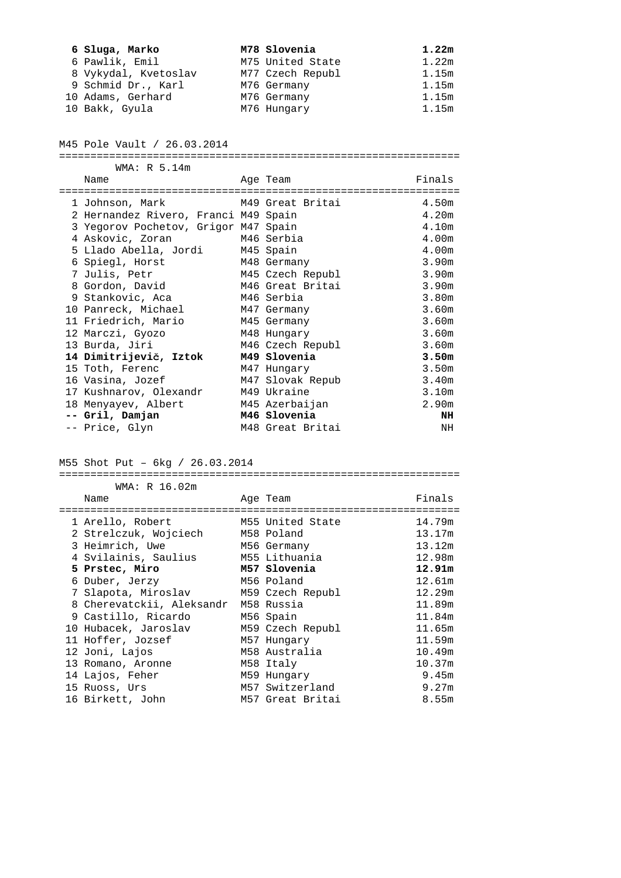| Place | Name | Age Team | Finals |
|---|---|---|---|
| **6** | **Sluga, Marko** | **M78 Slovenia** | **1.22m** |
| 6 | Pawlik, Emil | M75 United State | 1.22m |
| 8 | Vykydal, Kvetoslav | M77 Czech Republ | 1.15m |
| 9 | Schmid Dr., Karl | M76 Germany | 1.15m |
| 10 | Adams, Gerhard | M76 Germany | 1.15m |
| 10 | Bakk, Gyula | M76 Hungary | 1.15m |

## M45 Pole Vault / 26.03.2014

WMA: R 5.14m

| Place | Name | Age Team | Finals |
|---|---|---|---|
| 1 | Johnson, Mark | M49 Great Britai | 4.50m |
| 2 | Hernandez Rivero, Franci | M49 Spain | 4.20m |
| 3 | Yegorov Pochetov, Grigor | M47 Spain | 4.10m |
| 4 | Askovic, Zoran | M46 Serbia | 4.00m |
| 5 | Llado Abella, Jordi | M45 Spain | 4.00m |
| 6 | Spiegl, Horst | M48 Germany | 3.90m |
| 7 | Julis, Petr | M45 Czech Republ | 3.90m |
| 8 | Gordon, David | M46 Great Britai | 3.90m |
| 9 | Stankovic, Aca | M46 Serbia | 3.80m |
| 10 | Panreck, Michael | M47 Germany | 3.60m |
| 11 | Friedrich, Mario | M45 Germany | 3.60m |
| 12 | Marczi, Gyozo | M48 Hungary | 3.60m |
| 13 | Burda, Jiri | M46 Czech Republ | 3.60m |
| **14** | **Dimitrijevič, Iztok** | **M49 Slovenia** | **3.50m** |
| 15 | Toth, Ferenc | M47 Hungary | 3.50m |
| 16 | Vasina, Jozef | M47 Slovak Repub | 3.40m |
| 17 | Kushnarov, Olexandr | M49 Ukraine | 3.10m |
| 18 | Menyayev, Albert | M45 Azerbaijan | 2.90m |
| **--** | **Gril, Damjan** | **M46 Slovenia** | **NH** |
| -- | Price, Glyn | M48 Great Britai | NH |

## M55 Shot Put – 6kg / 26.03.2014

WMA: R 16.02m

| Place | Name | Age Team | Finals |
|---|---|---|---|
| 1 | Arello, Robert | M55 United State | 14.79m |
| 2 | Strelczuk, Wojciech | M58 Poland | 13.17m |
| 3 | Heimrich, Uwe | M56 Germany | 13.12m |
| 4 | Svilainis, Saulius | M55 Lithuania | 12.98m |
| **5** | **Prstec, Miro** | **M57 Slovenia** | **12.91m** |
| 6 | Duber, Jerzy | M56 Poland | 12.61m |
| 7 | Slapota, Miroslav | M59 Czech Republ | 12.29m |
| 8 | Cherevatckii, Aleksandr | M58 Russia | 11.89m |
| 9 | Castillo, Ricardo | M56 Spain | 11.84m |
| 10 | Hubacek, Jaroslav | M59 Czech Republ | 11.65m |
| 11 | Hoffer, Jozsef | M57 Hungary | 11.59m |
| 12 | Joni, Lajos | M58 Australia | 10.49m |
| 13 | Romano, Aronne | M58 Italy | 10.37m |
| 14 | Lajos, Feher | M59 Hungary | 9.45m |
| 15 | Ruoss, Urs | M57 Switzerland | 9.27m |
| 16 | Birkett, John | M57 Great Britai | 8.55m |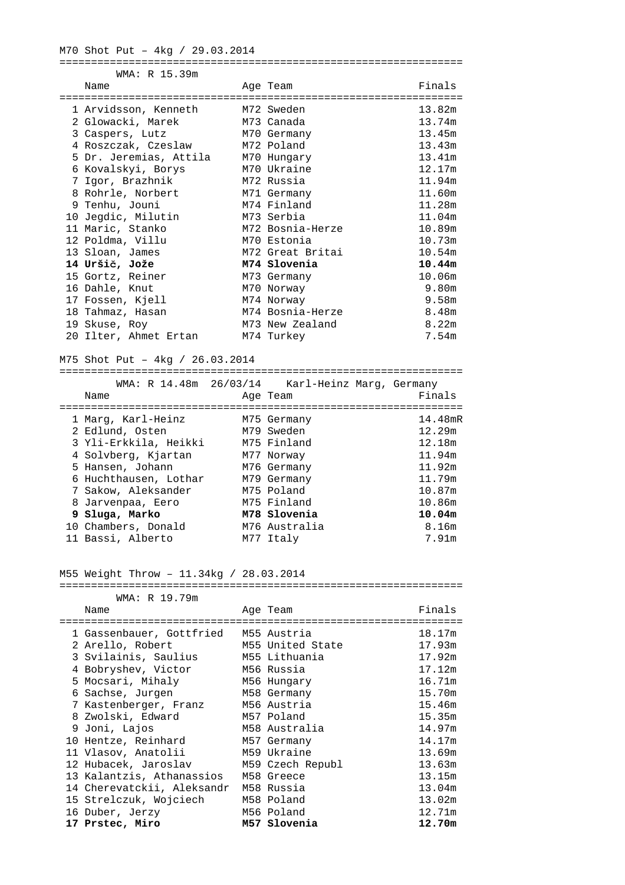## M70 Shot Put – 4kg / 29.03.2014

WMA: R 15.39m

| | Name | Age | Team | Finals |
|---|---|---|---|---|
| 1 | Arvidsson, Kenneth | M72 | Sweden | 13.82m |
| 2 | Glowacki, Marek | M73 | Canada | 13.74m |
| 3 | Caspers, Lutz | M70 | Germany | 13.45m |
| 4 | Roszczak, Czeslaw | M72 | Poland | 13.43m |
| 5 | Dr. Jeremias, Attila | M70 | Hungary | 13.41m |
| 6 | Kovalskyi, Borys | M70 | Ukraine | 12.17m |
| 7 | Igor, Brazhnik | M72 | Russia | 11.94m |
| 8 | Rohrle, Norbert | M71 | Germany | 11.60m |
| 9 | Tenhu, Jouni | M74 | Finland | 11.28m |
| 10 | Jegdic, Milutin | M73 | Serbia | 11.04m |
| 11 | Maric, Stanko | M72 | Bosnia-Herze | 10.89m |
| 12 | Poldma, Villu | M70 | Estonia | 10.73m |
| 13 | Sloan, James | M72 | Great Britai | 10.54m |
| **14** | **Uršič, Jože** | **M74** | **Slovenia** | **10.44m** |
| 15 | Gortz, Reiner | M73 | Germany | 10.06m |
| 16 | Dahle, Knut | M70 | Norway | 9.80m |
| 17 | Fossen, Kjell | M74 | Norway | 9.58m |
| 18 | Tahmaz, Hasan | M74 | Bosnia-Herze | 8.48m |
| 19 | Skuse, Roy | M73 | New Zealand | 8.22m |
| 20 | Ilter, Ahmet Ertan | M74 | Turkey | 7.54m |

## M75 Shot Put – 4kg / 26.03.2014

WMA: R 14.48m 26/03/14 Karl-Heinz Marg, Germany

| | Name | Age | Team | Finals |
|---|---|---|---|---|
| 1 | Marg, Karl-Heinz | M75 | Germany | 14.48mR |
| 2 | Edlund, Osten | M79 | Sweden | 12.29m |
| 3 | Yli-Erkkila, Heikki | M75 | Finland | 12.18m |
| 4 | Solvberg, Kjartan | M77 | Norway | 11.94m |
| 5 | Hansen, Johann | M76 | Germany | 11.92m |
| 6 | Huchthausen, Lothar | M79 | Germany | 11.79m |
| 7 | Sakow, Aleksander | M75 | Poland | 10.87m |
| 8 | Jarvenpaa, Eero | M75 | Finland | 10.86m |
| **9** | **Sluga, Marko** | **M78** | **Slovenia** | **10.04m** |
| 10 | Chambers, Donald | M76 | Australia | 8.16m |
| 11 | Bassi, Alberto | M77 | Italy | 7.91m |

## M55 Weight Throw – 11.34kg / 28.03.2014

WMA: R 19.79m

| | Name | Age | Team | Finals |
|---|---|---|---|---|
| 1 | Gassenbauer, Gottfried | M55 | Austria | 18.17m |
| 2 | Arello, Robert | M55 | United State | 17.93m |
| 3 | Svilainis, Saulius | M55 | Lithuania | 17.92m |
| 4 | Bobryshev, Victor | M56 | Russia | 17.12m |
| 5 | Mocsari, Mihaly | M56 | Hungary | 16.71m |
| 6 | Sachse, Jurgen | M58 | Germany | 15.70m |
| 7 | Kastenberger, Franz | M56 | Austria | 15.46m |
| 8 | Zwolski, Edward | M57 | Poland | 15.35m |
| 9 | Joni, Lajos | M58 | Australia | 14.97m |
| 10 | Hentze, Reinhard | M57 | Germany | 14.17m |
| 11 | Vlasov, Anatolii | M59 | Ukraine | 13.69m |
| 12 | Hubacek, Jaroslav | M59 | Czech Republ | 13.63m |
| 13 | Kalantzis, Athanassios | M58 | Greece | 13.15m |
| 14 | Cherevatckii, Aleksandr | M58 | Russia | 13.04m |
| 15 | Strelczuk, Wojciech | M58 | Poland | 13.02m |
| 16 | Duber, Jerzy | M56 | Poland | 12.71m |
| **17** | **Prstec, Miro** | **M57** | **Slovenia** | **12.70m** |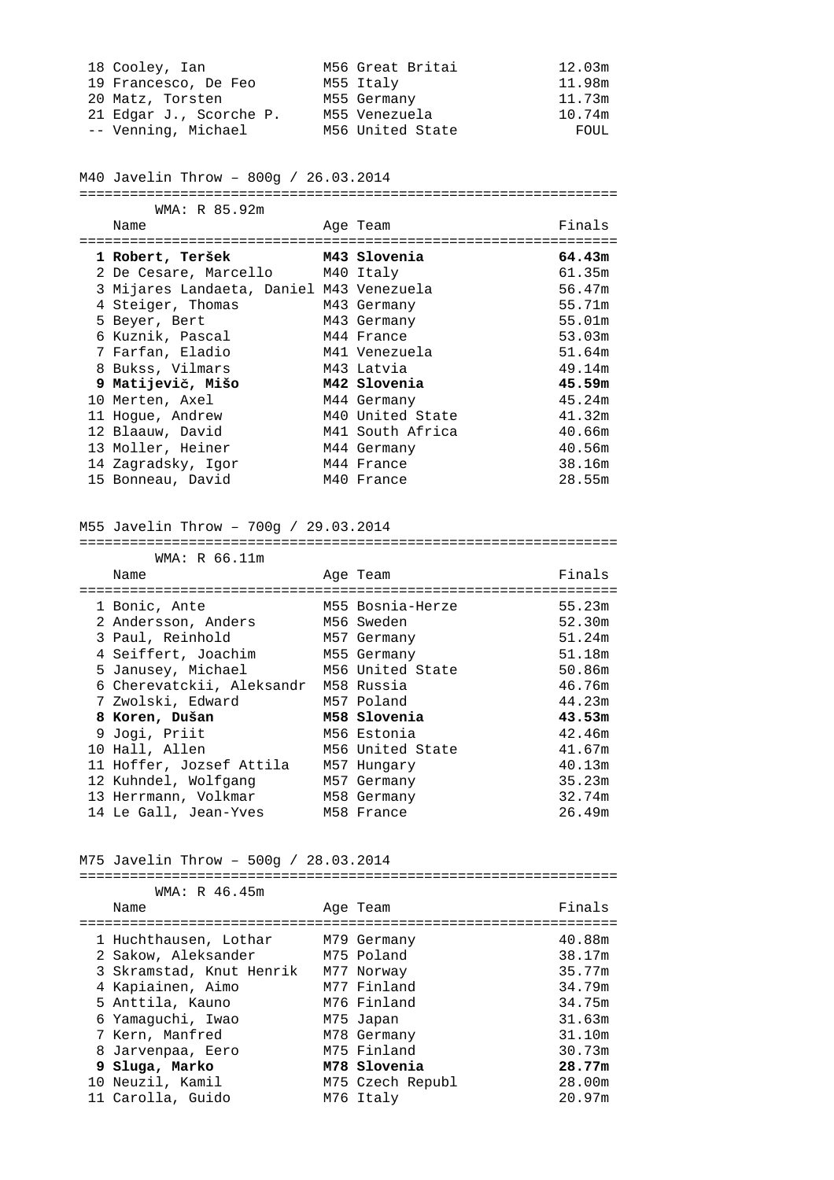| Place | Name | Age | Team | Finals |
|---|---|---|---|---|
| 18 | Cooley, Ian | M56 | Great Britai | 12.03m |
| 19 | Francesco, De Feo | M55 | Italy | 11.98m |
| 20 | Matz, Torsten | M55 | Germany | 11.73m |
| 21 | Edgar J., Scorche P. | M55 | Venezuela | 10.74m |
| -- | Venning, Michael | M56 | United State | FOUL |

## M40 Javelin Throw – 800g / 26.03.2014

WMA: R 85.92m

| Place | Name | Age | Team | Finals |
|---|---|---|---|---|
| **1** | **Robert, Teršek** | **M43** | **Slovenia** | **64.43m** |
| 2 | De Cesare, Marcello | M40 | Italy | 61.35m |
| 3 | Mijares Landaeta, Daniel | M43 | Venezuela | 56.47m |
| 4 | Steiger, Thomas | M43 | Germany | 55.71m |
| 5 | Beyer, Bert | M43 | Germany | 55.01m |
| 6 | Kuznik, Pascal | M44 | France | 53.03m |
| 7 | Farfan, Eladio | M41 | Venezuela | 51.64m |
| 8 | Bukss, Vilmars | M43 | Latvia | 49.14m |
| **9** | **Matijevič, Mišo** | **M42** | **Slovenia** | **45.59m** |
| 10 | Merten, Axel | M44 | Germany | 45.24m |
| 11 | Hogue, Andrew | M40 | United State | 41.32m |
| 12 | Blaauw, David | M41 | South Africa | 40.66m |
| 13 | Moller, Heiner | M44 | Germany | 40.56m |
| 14 | Zagradsky, Igor | M44 | France | 38.16m |
| 15 | Bonneau, David | M40 | France | 28.55m |

## M55 Javelin Throw – 700g / 29.03.2014

WMA: R 66.11m

| Place | Name | Age | Team | Finals |
|---|---|---|---|---|
| 1 | Bonic, Ante | M55 | Bosnia-Herze | 55.23m |
| 2 | Andersson, Anders | M56 | Sweden | 52.30m |
| 3 | Paul, Reinhold | M57 | Germany | 51.24m |
| 4 | Seiffert, Joachim | M55 | Germany | 51.18m |
| 5 | Janusey, Michael | M56 | United State | 50.86m |
| 6 | Cherevatckii, Aleksandr | M58 | Russia | 46.76m |
| 7 | Zwolski, Edward | M57 | Poland | 44.23m |
| **8** | **Koren, Dušan** | **M58** | **Slovenia** | **43.53m** |
| 9 | Jogi, Priit | M56 | Estonia | 42.46m |
| 10 | Hall, Allen | M56 | United State | 41.67m |
| 11 | Hoffer, Jozsef Attila | M57 | Hungary | 40.13m |
| 12 | Kuhndel, Wolfgang | M57 | Germany | 35.23m |
| 13 | Herrmann, Volkmar | M58 | Germany | 32.74m |
| 14 | Le Gall, Jean-Yves | M58 | France | 26.49m |

## M75 Javelin Throw – 500g / 28.03.2014

WMA: R 46.45m

| Place | Name | Age | Team | Finals |
|---|---|---|---|---|
| 1 | Huchthausen, Lothar | M79 | Germany | 40.88m |
| 2 | Sakow, Aleksander | M75 | Poland | 38.17m |
| 3 | Skramstad, Knut Henrik | M77 | Norway | 35.77m |
| 4 | Kapiainen, Aimo | M77 | Finland | 34.79m |
| 5 | Anttila, Kauno | M76 | Finland | 34.75m |
| 6 | Yamaguchi, Iwao | M75 | Japan | 31.63m |
| 7 | Kern, Manfred | M78 | Germany | 31.10m |
| 8 | Jarvenpaa, Eero | M75 | Finland | 30.73m |
| **9** | **Sluga, Marko** | **M78** | **Slovenia** | **28.77m** |
| 10 | Neuzil, Kamil | M75 | Czech Republ | 28.00m |
| 11 | Carolla, Guido | M76 | Italy | 20.97m |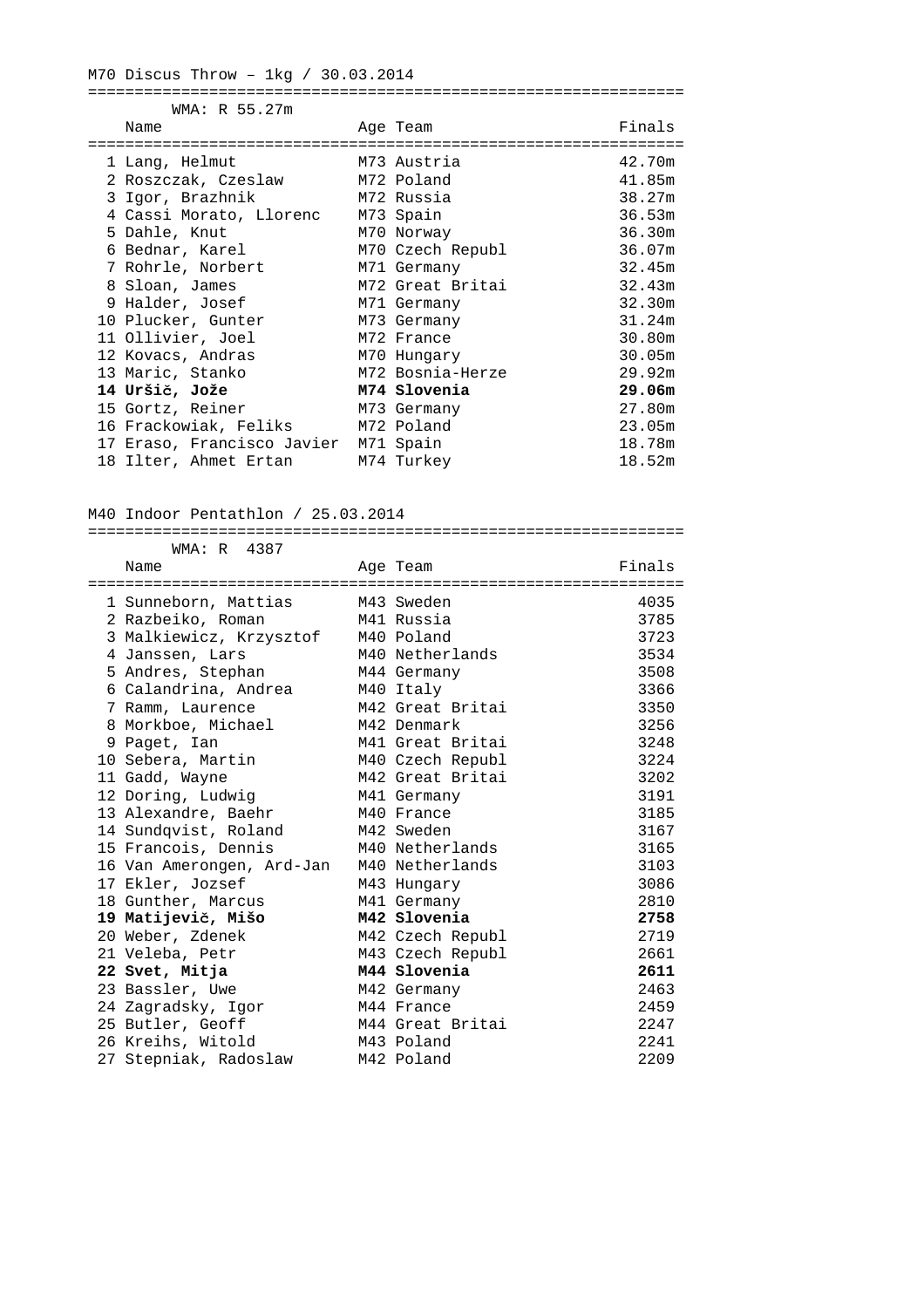M70 Discus Throw – 1kg / 30.03.2014

WMA: R 55.27m

| | Name | Age | Team | Finals |
|---|---|---|---|---|
| 1 | Lang, Helmut | M73 | Austria | 42.70m |
| 2 | Roszczak, Czeslaw | M72 | Poland | 41.85m |
| 3 | Igor, Brazhnik | M72 | Russia | 38.27m |
| 4 | Cassi Morato, Llorenc | M73 | Spain | 36.53m |
| 5 | Dahle, Knut | M70 | Norway | 36.30m |
| 6 | Bednar, Karel | M70 | Czech Republ | 36.07m |
| 7 | Rohrle, Norbert | M71 | Germany | 32.45m |
| 8 | Sloan, James | M72 | Great Britai | 32.43m |
| 9 | Halder, Josef | M71 | Germany | 32.30m |
| 10 | Plucker, Gunter | M73 | Germany | 31.24m |
| 11 | Ollivier, Joel | M72 | France | 30.80m |
| 12 | Kovacs, Andras | M70 | Hungary | 30.05m |
| 13 | Maric, Stanko | M72 | Bosnia-Herze | 29.92m |
| **14** | **Uršič, Jože** | **M74** | **Slovenia** | **29.06m** |
| 15 | Gortz, Reiner | M73 | Germany | 27.80m |
| 16 | Frackowiak, Feliks | M72 | Poland | 23.05m |
| 17 | Eraso, Francisco Javier | M71 | Spain | 18.78m |
| 18 | Ilter, Ahmet Ertan | M74 | Turkey | 18.52m |

M40 Indoor Pentathlon / 25.03.2014

WMA: R 4387

| | Name | Age | Team | Finals |
|---|---|---|---|---|
| 1 | Sunneborn, Mattias | M43 | Sweden | 4035 |
| 2 | Razbeiko, Roman | M41 | Russia | 3785 |
| 3 | Malkiewicz, Krzysztof | M40 | Poland | 3723 |
| 4 | Janssen, Lars | M40 | Netherlands | 3534 |
| 5 | Andres, Stephan | M44 | Germany | 3508 |
| 6 | Calandrina, Andrea | M40 | Italy | 3366 |
| 7 | Ramm, Laurence | M42 | Great Britai | 3350 |
| 8 | Morkboe, Michael | M42 | Denmark | 3256 |
| 9 | Paget, Ian | M41 | Great Britai | 3248 |
| 10 | Sebera, Martin | M40 | Czech Republ | 3224 |
| 11 | Gadd, Wayne | M42 | Great Britai | 3202 |
| 12 | Doring, Ludwig | M41 | Germany | 3191 |
| 13 | Alexandre, Baehr | M40 | France | 3185 |
| 14 | Sundqvist, Roland | M42 | Sweden | 3167 |
| 15 | Francois, Dennis | M40 | Netherlands | 3165 |
| 16 | Van Amerongen, Ard-Jan | M40 | Netherlands | 3103 |
| 17 | Ekler, Jozsef | M43 | Hungary | 3086 |
| 18 | Gunther, Marcus | M41 | Germany | 2810 |
| **19** | **Matijevič, Mišo** | **M42** | **Slovenia** | **2758** |
| 20 | Weber, Zdenek | M42 | Czech Republ | 2719 |
| 21 | Veleba, Petr | M43 | Czech Republ | 2661 |
| **22** | **Svet, Mitja** | **M44** | **Slovenia** | **2611** |
| 23 | Bassler, Uwe | M42 | Germany | 2463 |
| 24 | Zagradsky, Igor | M44 | France | 2459 |
| 25 | Butler, Geoff | M44 | Great Britai | 2247 |
| 26 | Kreihs, Witold | M43 | Poland | 2241 |
| 27 | Stepniak, Radoslaw | M42 | Poland | 2209 |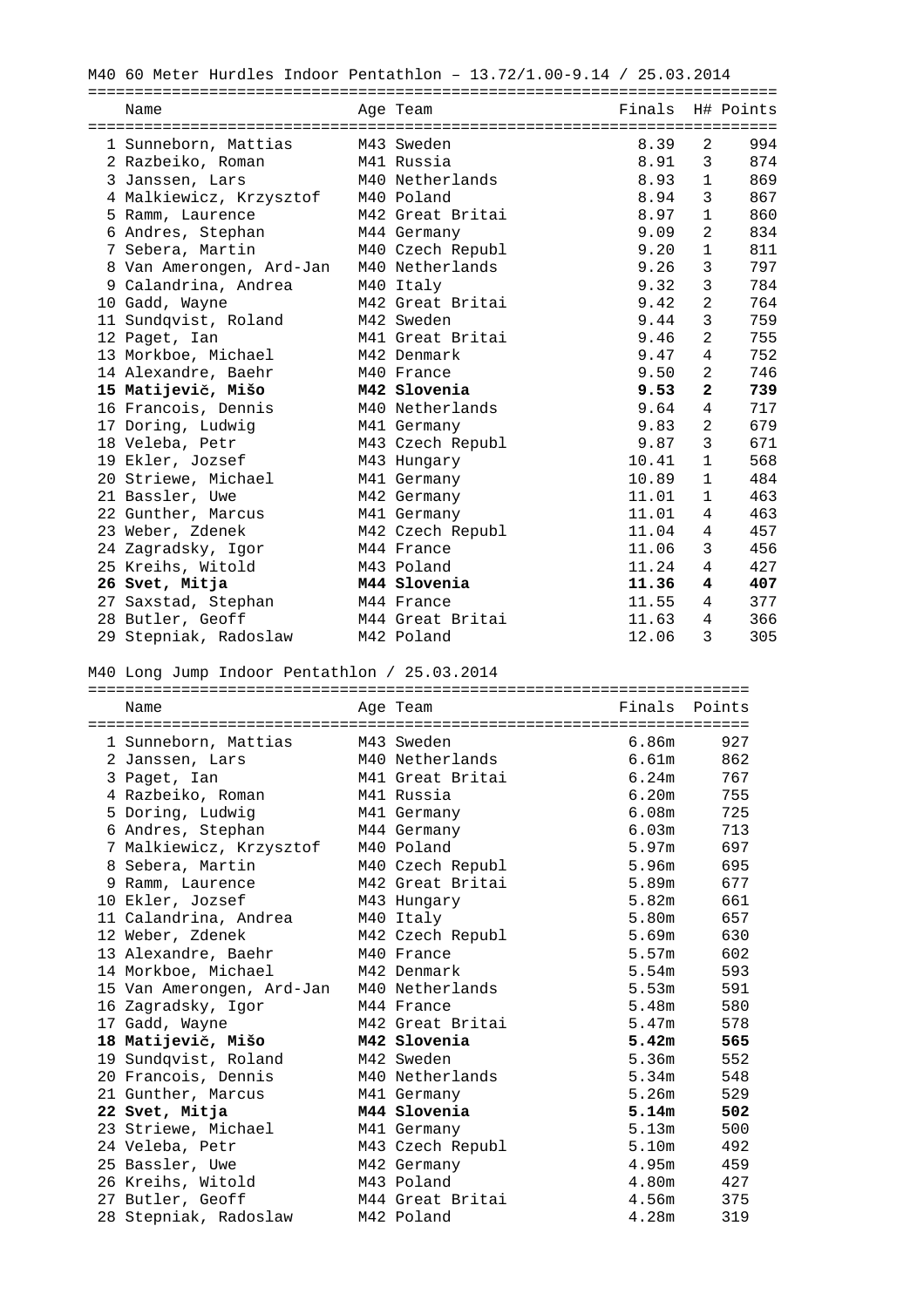M40 60 Meter Hurdles Indoor Pentathlon – 13.72/1.00-9.14 / 25.03.2014

| | Name | Age | Team | Finals | H# | Points |
|---|---|---|---|---|---|---|
| 1 | Sunneborn, Mattias | M43 | Sweden | 8.39 | 2 | 994 |
| 2 | Razbeiko, Roman | M41 | Russia | 8.91 | 3 | 874 |
| 3 | Janssen, Lars | M40 | Netherlands | 8.93 | 1 | 869 |
| 4 | Malkiewicz, Krzysztof | M40 | Poland | 8.94 | 3 | 867 |
| 5 | Ramm, Laurence | M42 | Great Britai | 8.97 | 1 | 860 |
| 6 | Andres, Stephan | M44 | Germany | 9.09 | 2 | 834 |
| 7 | Sebera, Martin | M40 | Czech Republ | 9.20 | 1 | 811 |
| 8 | Van Amerongen, Ard-Jan | M40 | Netherlands | 9.26 | 3 | 797 |
| 9 | Calandrina, Andrea | M40 | Italy | 9.32 | 3 | 784 |
| 10 | Gadd, Wayne | M42 | Great Britai | 9.42 | 2 | 764 |
| 11 | Sundqvist, Roland | M42 | Sweden | 9.44 | 3 | 759 |
| 12 | Paget, Ian | M41 | Great Britai | 9.46 | 2 | 755 |
| 13 | Morkboe, Michael | M42 | Denmark | 9.47 | 4 | 752 |
| 14 | Alexandre, Baehr | M40 | France | 9.50 | 2 | 746 |
| **15** | **Matijevič, Mišo** | **M42** | **Slovenia** | **9.53** | **2** | **739** |
| 16 | Francois, Dennis | M40 | Netherlands | 9.64 | 4 | 717 |
| 17 | Doring, Ludwig | M41 | Germany | 9.83 | 2 | 679 |
| 18 | Veleba, Petr | M43 | Czech Republ | 9.87 | 3 | 671 |
| 19 | Ekler, Jozsef | M43 | Hungary | 10.41 | 1 | 568 |
| 20 | Striewe, Michael | M41 | Germany | 10.89 | 1 | 484 |
| 21 | Bassler, Uwe | M42 | Germany | 11.01 | 1 | 463 |
| 22 | Gunther, Marcus | M41 | Germany | 11.01 | 4 | 463 |
| 23 | Weber, Zdenek | M42 | Czech Republ | 11.04 | 4 | 457 |
| 24 | Zagradsky, Igor | M44 | France | 11.06 | 3 | 456 |
| 25 | Kreihs, Witold | M43 | Poland | 11.24 | 4 | 427 |
| **26** | **Svet, Mitja** | **M44** | **Slovenia** | **11.36** | **4** | **407** |
| 27 | Saxstad, Stephan | M44 | France | 11.55 | 4 | 377 |
| 28 | Butler, Geoff | M44 | Great Britai | 11.63 | 4 | 366 |
| 29 | Stepniak, Radoslaw | M42 | Poland | 12.06 | 3 | 305 |

M40 Long Jump Indoor Pentathlon / 25.03.2014

| | Name | Age | Team | Finals | Points |
|---|---|---|---|---|---|
| 1 | Sunneborn, Mattias | M43 | Sweden | 6.86m | 927 |
| 2 | Janssen, Lars | M40 | Netherlands | 6.61m | 862 |
| 3 | Paget, Ian | M41 | Great Britai | 6.24m | 767 |
| 4 | Razbeiko, Roman | M41 | Russia | 6.20m | 755 |
| 5 | Doring, Ludwig | M41 | Germany | 6.08m | 725 |
| 6 | Andres, Stephan | M44 | Germany | 6.03m | 713 |
| 7 | Malkiewicz, Krzysztof | M40 | Poland | 5.97m | 697 |
| 8 | Sebera, Martin | M40 | Czech Republ | 5.96m | 695 |
| 9 | Ramm, Laurence | M42 | Great Britai | 5.89m | 677 |
| 10 | Ekler, Jozsef | M43 | Hungary | 5.82m | 661 |
| 11 | Calandrina, Andrea | M40 | Italy | 5.80m | 657 |
| 12 | Weber, Zdenek | M42 | Czech Republ | 5.69m | 630 |
| 13 | Alexandre, Baehr | M40 | France | 5.57m | 602 |
| 14 | Morkboe, Michael | M42 | Denmark | 5.54m | 593 |
| 15 | Van Amerongen, Ard-Jan | M40 | Netherlands | 5.53m | 591 |
| 16 | Zagradsky, Igor | M44 | France | 5.48m | 580 |
| 17 | Gadd, Wayne | M42 | Great Britai | 5.47m | 578 |
| **18** | **Matijevič, Mišo** | **M42** | **Slovenia** | **5.42m** | **565** |
| 19 | Sundqvist, Roland | M42 | Sweden | 5.36m | 552 |
| 20 | Francois, Dennis | M40 | Netherlands | 5.34m | 548 |
| 21 | Gunther, Marcus | M41 | Germany | 5.26m | 529 |
| **22** | **Svet, Mitja** | **M44** | **Slovenia** | **5.14m** | **502** |
| 23 | Striewe, Michael | M41 | Germany | 5.13m | 500 |
| 24 | Veleba, Petr | M43 | Czech Republ | 5.10m | 492 |
| 25 | Bassler, Uwe | M42 | Germany | 4.95m | 459 |
| 26 | Kreihs, Witold | M43 | Poland | 4.80m | 427 |
| 27 | Butler, Geoff | M44 | Great Britai | 4.56m | 375 |
| 28 | Stepniak, Radoslaw | M42 | Poland | 4.28m | 319 |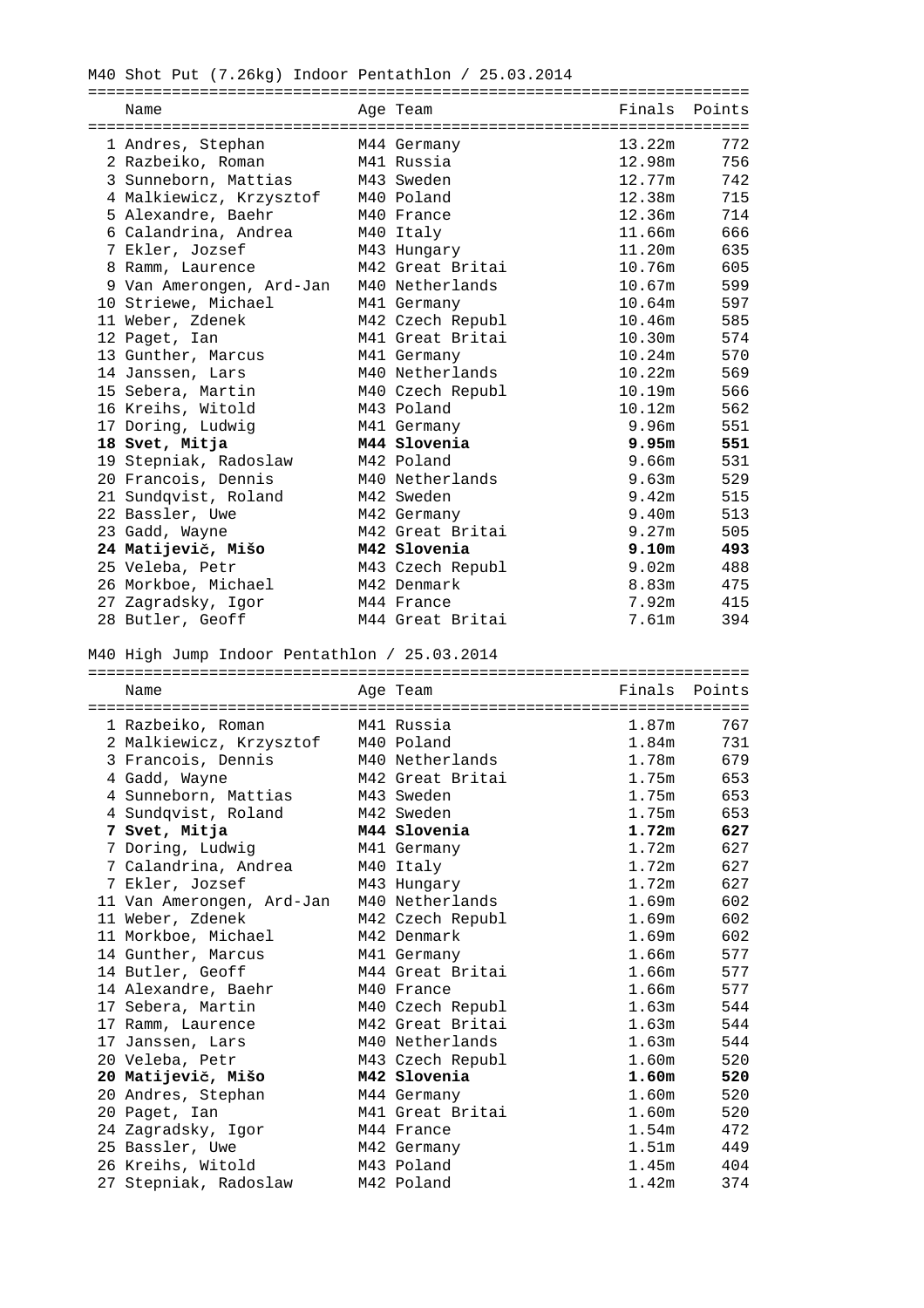M40 Shot Put (7.26kg) Indoor Pentathlon / 25.03.2014

| | Name | Age | Team | Finals | Points |
|---|---|---|---|---|---|
| 1 | Andres, Stephan | M44 | Germany | 13.22m | 772 |
| 2 | Razbeiko, Roman | M41 | Russia | 12.98m | 756 |
| 3 | Sunneborn, Mattias | M43 | Sweden | 12.77m | 742 |
| 4 | Malkiewicz, Krzysztof | M40 | Poland | 12.38m | 715 |
| 5 | Alexandre, Baehr | M40 | France | 12.36m | 714 |
| 6 | Calandrina, Andrea | M40 | Italy | 11.66m | 666 |
| 7 | Ekler, Jozsef | M43 | Hungary | 11.20m | 635 |
| 8 | Ramm, Laurence | M42 | Great Britai | 10.76m | 605 |
| 9 | Van Amerongen, Ard-Jan | M40 | Netherlands | 10.67m | 599 |
| 10 | Striewe, Michael | M41 | Germany | 10.64m | 597 |
| 11 | Weber, Zdenek | M42 | Czech Republ | 10.46m | 585 |
| 12 | Paget, Ian | M41 | Great Britai | 10.30m | 574 |
| 13 | Gunther, Marcus | M41 | Germany | 10.24m | 570 |
| 14 | Janssen, Lars | M40 | Netherlands | 10.22m | 569 |
| 15 | Sebera, Martin | M40 | Czech Republ | 10.19m | 566 |
| 16 | Kreihs, Witold | M43 | Poland | 10.12m | 562 |
| 17 | Doring, Ludwig | M41 | Germany | 9.96m | 551 |
| **18** | **Svet, Mitja** | **M44** | **Slovenia** | **9.95m** | **551** |
| 19 | Stepniak, Radoslaw | M42 | Poland | 9.66m | 531 |
| 20 | Francois, Dennis | M40 | Netherlands | 9.63m | 529 |
| 21 | Sundqvist, Roland | M42 | Sweden | 9.42m | 515 |
| 22 | Bassler, Uwe | M42 | Germany | 9.40m | 513 |
| 23 | Gadd, Wayne | M42 | Great Britai | 9.27m | 505 |
| **24** | **Matijevič, Mišo** | **M42** | **Slovenia** | **9.10m** | **493** |
| 25 | Veleba, Petr | M43 | Czech Republ | 9.02m | 488 |
| 26 | Morkboe, Michael | M42 | Denmark | 8.83m | 475 |
| 27 | Zagradsky, Igor | M44 | France | 7.92m | 415 |
| 28 | Butler, Geoff | M44 | Great Britai | 7.61m | 394 |

M40 High Jump Indoor Pentathlon / 25.03.2014

| | Name | Age | Team | Finals | Points |
|---|---|---|---|---|---|
| 1 | Razbeiko, Roman | M41 | Russia | 1.87m | 767 |
| 2 | Malkiewicz, Krzysztof | M40 | Poland | 1.84m | 731 |
| 3 | Francois, Dennis | M40 | Netherlands | 1.78m | 679 |
| 4 | Gadd, Wayne | M42 | Great Britai | 1.75m | 653 |
| 4 | Sunneborn, Mattias | M43 | Sweden | 1.75m | 653 |
| 4 | Sundqvist, Roland | M42 | Sweden | 1.75m | 653 |
| **7** | **Svet, Mitja** | **M44** | **Slovenia** | **1.72m** | **627** |
| 7 | Doring, Ludwig | M41 | Germany | 1.72m | 627 |
| 7 | Calandrina, Andrea | M40 | Italy | 1.72m | 627 |
| 7 | Ekler, Jozsef | M43 | Hungary | 1.72m | 627 |
| 11 | Van Amerongen, Ard-Jan | M40 | Netherlands | 1.69m | 602 |
| 11 | Weber, Zdenek | M42 | Czech Republ | 1.69m | 602 |
| 11 | Morkboe, Michael | M42 | Denmark | 1.69m | 602 |
| 14 | Gunther, Marcus | M41 | Germany | 1.66m | 577 |
| 14 | Butler, Geoff | M44 | Great Britai | 1.66m | 577 |
| 14 | Alexandre, Baehr | M40 | France | 1.66m | 577 |
| 17 | Sebera, Martin | M40 | Czech Republ | 1.63m | 544 |
| 17 | Ramm, Laurence | M42 | Great Britai | 1.63m | 544 |
| 17 | Janssen, Lars | M40 | Netherlands | 1.63m | 544 |
| 20 | Veleba, Petr | M43 | Czech Republ | 1.60m | 520 |
| **20** | **Matijevič, Mišo** | **M42** | **Slovenia** | **1.60m** | **520** |
| 20 | Andres, Stephan | M44 | Germany | 1.60m | 520 |
| 20 | Paget, Ian | M41 | Great Britai | 1.60m | 520 |
| 24 | Zagradsky, Igor | M44 | France | 1.54m | 472 |
| 25 | Bassler, Uwe | M42 | Germany | 1.51m | 449 |
| 26 | Kreihs, Witold | M43 | Poland | 1.45m | 404 |
| 27 | Stepniak, Radoslaw | M42 | Poland | 1.42m | 374 |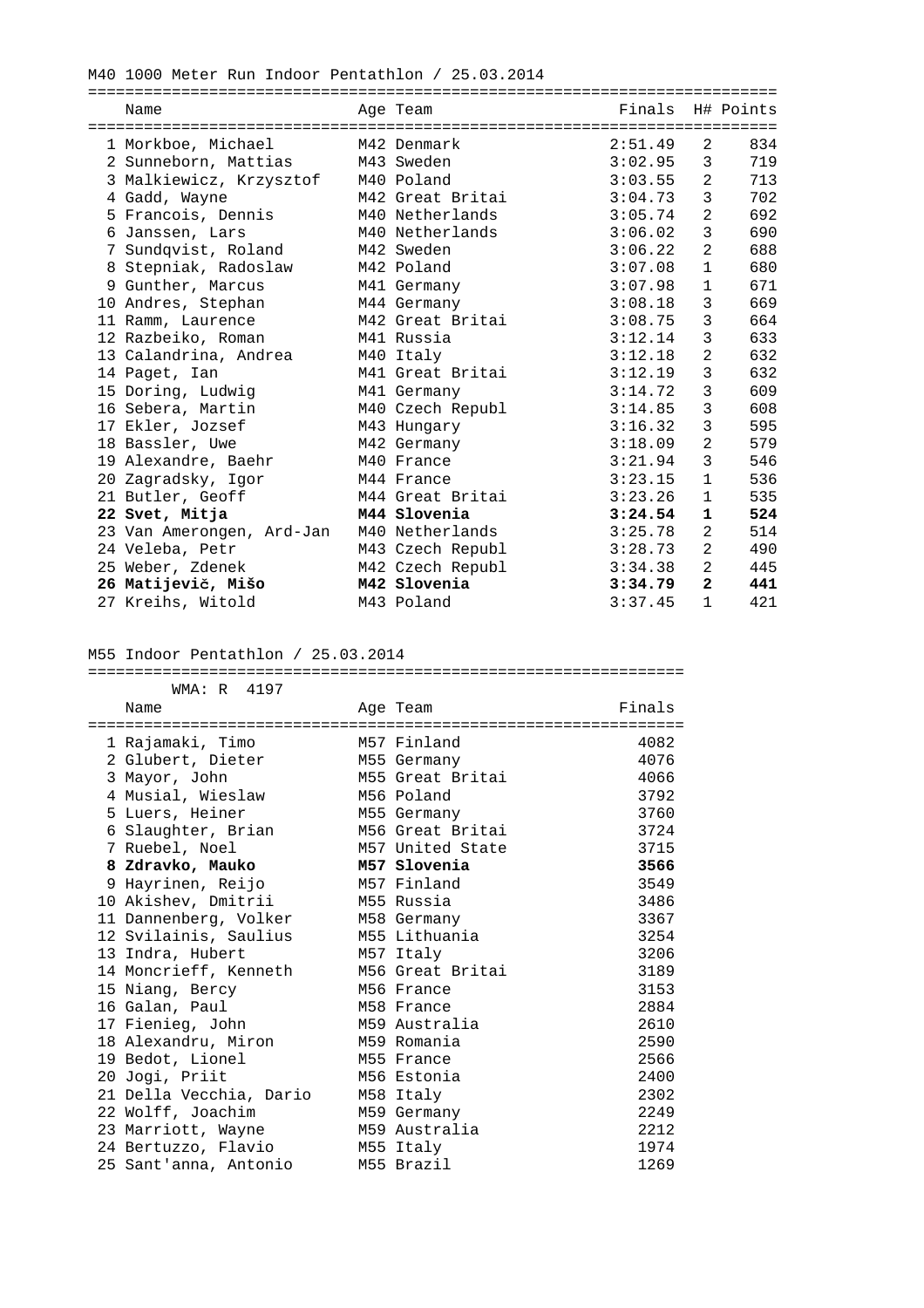M40 1000 Meter Run Indoor Pentathlon / 25.03.2014

| | Name | Age | Team | Finals | H# | Points |
|---|---|---|---|---|---|---|
| 1 | Morkboe, Michael | M42 | Denmark | 2:51.49 | 2 | 834 |
| 2 | Sunneborn, Mattias | M43 | Sweden | 3:02.95 | 3 | 719 |
| 3 | Malkiewicz, Krzysztof | M40 | Poland | 3:03.55 | 2 | 713 |
| 4 | Gadd, Wayne | M42 | Great Britai | 3:04.73 | 3 | 702 |
| 5 | Francois, Dennis | M40 | Netherlands | 3:05.74 | 2 | 692 |
| 6 | Janssen, Lars | M40 | Netherlands | 3:06.02 | 3 | 690 |
| 7 | Sundqvist, Roland | M42 | Sweden | 3:06.22 | 2 | 688 |
| 8 | Stepniak, Radoslaw | M42 | Poland | 3:07.08 | 1 | 680 |
| 9 | Gunther, Marcus | M41 | Germany | 3:07.98 | 1 | 671 |
| 10 | Andres, Stephan | M44 | Germany | 3:08.18 | 3 | 669 |
| 11 | Ramm, Laurence | M42 | Great Britai | 3:08.75 | 3 | 664 |
| 12 | Razbeiko, Roman | M41 | Russia | 3:12.14 | 3 | 633 |
| 13 | Calandrina, Andrea | M40 | Italy | 3:12.18 | 2 | 632 |
| 14 | Paget, Ian | M41 | Great Britai | 3:12.19 | 3 | 632 |
| 15 | Doring, Ludwig | M41 | Germany | 3:14.72 | 3 | 609 |
| 16 | Sebera, Martin | M40 | Czech Republ | 3:14.85 | 3 | 608 |
| 17 | Ekler, Jozsef | M43 | Hungary | 3:16.32 | 3 | 595 |
| 18 | Bassler, Uwe | M42 | Germany | 3:18.09 | 2 | 579 |
| 19 | Alexandre, Baehr | M40 | France | 3:21.94 | 3 | 546 |
| 20 | Zagradsky, Igor | M44 | France | 3:23.15 | 1 | 536 |
| 21 | Butler, Geoff | M44 | Great Britai | 3:23.26 | 1 | 535 |
| **22** | **Svet, Mitja** | **M44** | **Slovenia** | **3:24.54** | **1** | **524** |
| 23 | Van Amerongen, Ard-Jan | M40 | Netherlands | 3:25.78 | 2 | 514 |
| 24 | Veleba, Petr | M43 | Czech Republ | 3:28.73 | 2 | 490 |
| 25 | Weber, Zdenek | M42 | Czech Republ | 3:34.38 | 2 | 445 |
| **26** | **Matijevič, Mišo** | **M42** | **Slovenia** | **3:34.79** | **2** | **441** |
| 27 | Kreihs, Witold | M43 | Poland | 3:37.45 | 1 | 421 |

M55 Indoor Pentathlon / 25.03.2014

WMA: R 4197

| | Name | Age | Team | Finals |
|---|---|---|---|---|
| 1 | Rajamaki, Timo | M57 | Finland | 4082 |
| 2 | Glubert, Dieter | M55 | Germany | 4076 |
| 3 | Mayor, John | M55 | Great Britai | 4066 |
| 4 | Musial, Wieslaw | M56 | Poland | 3792 |
| 5 | Luers, Heiner | M55 | Germany | 3760 |
| 6 | Slaughter, Brian | M56 | Great Britai | 3724 |
| 7 | Ruebel, Noel | M57 | United State | 3715 |
| **8** | **Zdravko, Mauko** | **M57** | **Slovenia** | **3566** |
| 9 | Hayrinen, Reijo | M57 | Finland | 3549 |
| 10 | Akishev, Dmitrii | M55 | Russia | 3486 |
| 11 | Dannenberg, Volker | M58 | Germany | 3367 |
| 12 | Svilainis, Saulius | M55 | Lithuania | 3254 |
| 13 | Indra, Hubert | M57 | Italy | 3206 |
| 14 | Moncrieff, Kenneth | M56 | Great Britai | 3189 |
| 15 | Niang, Bercy | M56 | France | 3153 |
| 16 | Galan, Paul | M58 | France | 2884 |
| 17 | Fienieg, John | M59 | Australia | 2610 |
| 18 | Alexandru, Miron | M59 | Romania | 2590 |
| 19 | Bedot, Lionel | M55 | France | 2566 |
| 20 | Jogi, Priit | M56 | Estonia | 2400 |
| 21 | Della Vecchia, Dario | M58 | Italy | 2302 |
| 22 | Wolff, Joachim | M59 | Germany | 2249 |
| 23 | Marriott, Wayne | M59 | Australia | 2212 |
| 24 | Bertuzzo, Flavio | M55 | Italy | 1974 |
| 25 | Sant'anna, Antonio | M55 | Brazil | 1269 |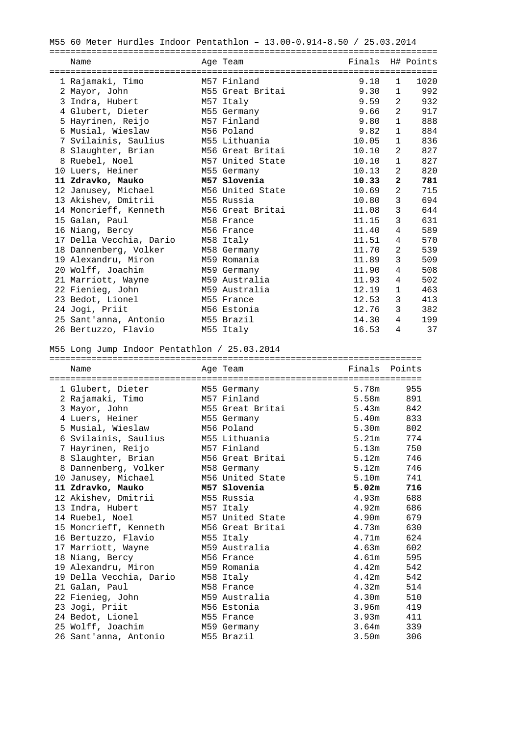M55 60 Meter Hurdles Indoor Pentathlon – 13.00-0.914-8.50 / 25.03.2014

| | Name | Age | Team | Finals | H# | Points |
|---|---|---|---|---|---|---|
| 1 | Rajamaki, Timo | M57 | Finland | 9.18 | 1 | 1020 |
| 2 | Mayor, John | M55 | Great Britai | 9.30 | 1 | 992 |
| 3 | Indra, Hubert | M57 | Italy | 9.59 | 2 | 932 |
| 4 | Glubert, Dieter | M55 | Germany | 9.66 | 2 | 917 |
| 5 | Hayrinen, Reijo | M57 | Finland | 9.80 | 1 | 888 |
| 6 | Musial, Wieslaw | M56 | Poland | 9.82 | 1 | 884 |
| 7 | Svilainis, Saulius | M55 | Lithuania | 10.05 | 1 | 836 |
| 8 | Slaughter, Brian | M56 | Great Britai | 10.10 | 2 | 827 |
| 8 | Ruebel, Noel | M57 | United State | 10.10 | 1 | 827 |
| 10 | Luers, Heiner | M55 | Germany | 10.13 | 2 | 820 |
| **11** | **Zdravko, Mauko** | **M57** | **Slovenia** | **10.33** | **2** | **781** |
| 12 | Janusey, Michael | M56 | United State | 10.69 | 2 | 715 |
| 13 | Akishev, Dmitrii | M55 | Russia | 10.80 | 3 | 694 |
| 14 | Moncrieff, Kenneth | M56 | Great Britai | 11.08 | 3 | 644 |
| 15 | Galan, Paul | M58 | France | 11.15 | 3 | 631 |
| 16 | Niang, Bercy | M56 | France | 11.40 | 4 | 589 |
| 17 | Della Vecchia, Dario | M58 | Italy | 11.51 | 4 | 570 |
| 18 | Dannenberg, Volker | M58 | Germany | 11.70 | 2 | 539 |
| 19 | Alexandru, Miron | M59 | Romania | 11.89 | 3 | 509 |
| 20 | Wolff, Joachim | M59 | Germany | 11.90 | 4 | 508 |
| 21 | Marriott, Wayne | M59 | Australia | 11.93 | 4 | 502 |
| 22 | Fienieg, John | M59 | Australia | 12.19 | 1 | 463 |
| 23 | Bedot, Lionel | M55 | France | 12.53 | 3 | 413 |
| 24 | Jogi, Priit | M56 | Estonia | 12.76 | 3 | 382 |
| 25 | Sant'anna, Antonio | M55 | Brazil | 14.30 | 4 | 199 |
| 26 | Bertuzzo, Flavio | M55 | Italy | 16.53 | 4 | 37 |

M55 Long Jump Indoor Pentathlon / 25.03.2014

| | Name | Age | Team | Finals | Points |
|---|---|---|---|---|---|
| 1 | Glubert, Dieter | M55 | Germany | 5.78m | 955 |
| 2 | Rajamaki, Timo | M57 | Finland | 5.58m | 891 |
| 3 | Mayor, John | M55 | Great Britai | 5.43m | 842 |
| 4 | Luers, Heiner | M55 | Germany | 5.40m | 833 |
| 5 | Musial, Wieslaw | M56 | Poland | 5.30m | 802 |
| 6 | Svilainis, Saulius | M55 | Lithuania | 5.21m | 774 |
| 7 | Hayrinen, Reijo | M57 | Finland | 5.13m | 750 |
| 8 | Slaughter, Brian | M56 | Great Britai | 5.12m | 746 |
| 8 | Dannenberg, Volker | M58 | Germany | 5.12m | 746 |
| 10 | Janusey, Michael | M56 | United State | 5.10m | 741 |
| **11** | **Zdravko, Mauko** | **M57** | **Slovenia** | **5.02m** | **716** |
| 12 | Akishev, Dmitrii | M55 | Russia | 4.93m | 688 |
| 13 | Indra, Hubert | M57 | Italy | 4.92m | 686 |
| 14 | Ruebel, Noel | M57 | United State | 4.90m | 679 |
| 15 | Moncrieff, Kenneth | M56 | Great Britai | 4.73m | 630 |
| 16 | Bertuzzo, Flavio | M55 | Italy | 4.71m | 624 |
| 17 | Marriott, Wayne | M59 | Australia | 4.63m | 602 |
| 18 | Niang, Bercy | M56 | France | 4.61m | 595 |
| 19 | Alexandru, Miron | M59 | Romania | 4.42m | 542 |
| 19 | Della Vecchia, Dario | M58 | Italy | 4.42m | 542 |
| 21 | Galan, Paul | M58 | France | 4.32m | 514 |
| 22 | Fienieg, John | M59 | Australia | 4.30m | 510 |
| 23 | Jogi, Priit | M56 | Estonia | 3.96m | 419 |
| 24 | Bedot, Lionel | M55 | France | 3.93m | 411 |
| 25 | Wolff, Joachim | M59 | Germany | 3.64m | 339 |
| 26 | Sant'anna, Antonio | M55 | Brazil | 3.50m | 306 |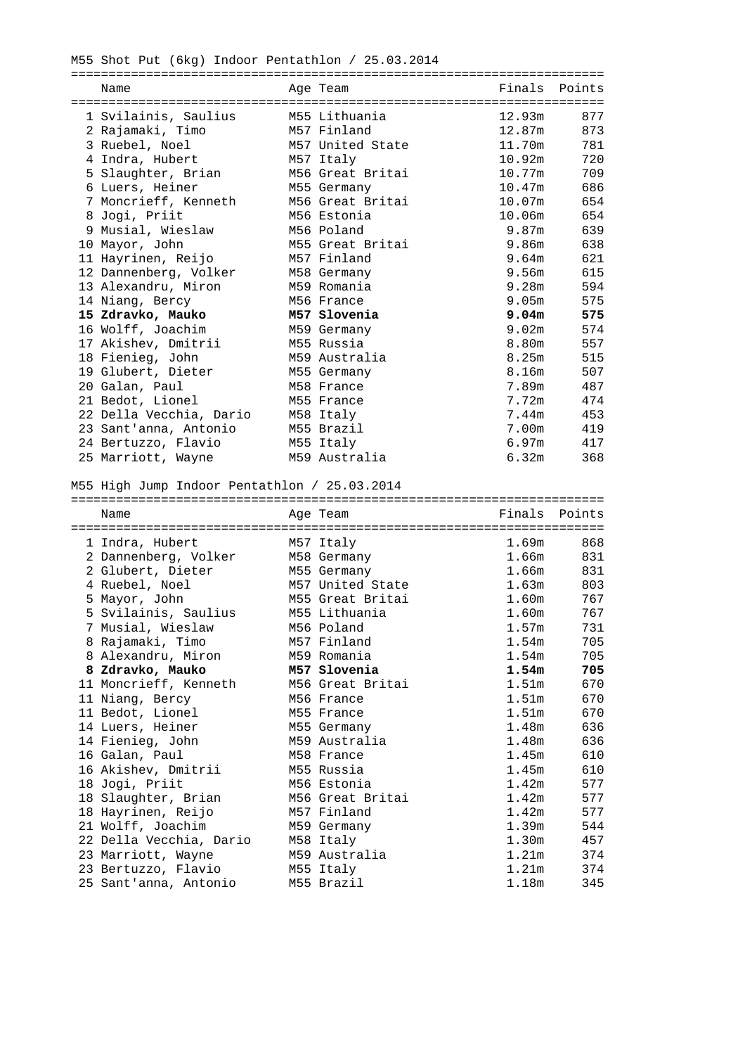M55 Shot Put (6kg) Indoor Pentathlon / 25.03.2014

| | Name | Age | Team | Finals | Points |
|---|---|---|---|---|---|
| 1 | Svilainis, Saulius | M55 | Lithuania | 12.93m | 877 |
| 2 | Rajamaki, Timo | M57 | Finland | 12.87m | 873 |
| 3 | Ruebel, Noel | M57 | United State | 11.70m | 781 |
| 4 | Indra, Hubert | M57 | Italy | 10.92m | 720 |
| 5 | Slaughter, Brian | M56 | Great Britai | 10.77m | 709 |
| 6 | Luers, Heiner | M55 | Germany | 10.47m | 686 |
| 7 | Moncrieff, Kenneth | M56 | Great Britai | 10.07m | 654 |
| 8 | Jogi, Priit | M56 | Estonia | 10.06m | 654 |
| 9 | Musial, Wieslaw | M56 | Poland | 9.87m | 639 |
| 10 | Mayor, John | M55 | Great Britai | 9.86m | 638 |
| 11 | Hayrinen, Reijo | M57 | Finland | 9.64m | 621 |
| 12 | Dannenberg, Volker | M58 | Germany | 9.56m | 615 |
| 13 | Alexandru, Miron | M59 | Romania | 9.28m | 594 |
| 14 | Niang, Bercy | M56 | France | 9.05m | 575 |
| **15** | **Zdravko, Mauko** | **M57** | **Slovenia** | **9.04m** | **575** |
| 16 | Wolff, Joachim | M59 | Germany | 9.02m | 574 |
| 17 | Akishev, Dmitrii | M55 | Russia | 8.80m | 557 |
| 18 | Fienieg, John | M59 | Australia | 8.25m | 515 |
| 19 | Glubert, Dieter | M55 | Germany | 8.16m | 507 |
| 20 | Galan, Paul | M58 | France | 7.89m | 487 |
| 21 | Bedot, Lionel | M55 | France | 7.72m | 474 |
| 22 | Della Vecchia, Dario | M58 | Italy | 7.44m | 453 |
| 23 | Sant'anna, Antonio | M55 | Brazil | 7.00m | 419 |
| 24 | Bertuzzo, Flavio | M55 | Italy | 6.97m | 417 |
| 25 | Marriott, Wayne | M59 | Australia | 6.32m | 368 |

M55 High Jump Indoor Pentathlon / 25.03.2014

| | Name | Age | Team | Finals | Points |
|---|---|---|---|---|---|
| 1 | Indra, Hubert | M57 | Italy | 1.69m | 868 |
| 2 | Dannenberg, Volker | M58 | Germany | 1.66m | 831 |
| 2 | Glubert, Dieter | M55 | Germany | 1.66m | 831 |
| 4 | Ruebel, Noel | M57 | United State | 1.63m | 803 |
| 5 | Mayor, John | M55 | Great Britai | 1.60m | 767 |
| 5 | Svilainis, Saulius | M55 | Lithuania | 1.60m | 767 |
| 7 | Musial, Wieslaw | M56 | Poland | 1.57m | 731 |
| 8 | Rajamaki, Timo | M57 | Finland | 1.54m | 705 |
| 8 | Alexandru, Miron | M59 | Romania | 1.54m | 705 |
| **8** | **Zdravko, Mauko** | **M57** | **Slovenia** | **1.54m** | **705** |
| 11 | Moncrieff, Kenneth | M56 | Great Britai | 1.51m | 670 |
| 11 | Niang, Bercy | M56 | France | 1.51m | 670 |
| 11 | Bedot, Lionel | M55 | France | 1.51m | 670 |
| 14 | Luers, Heiner | M55 | Germany | 1.48m | 636 |
| 14 | Fienieg, John | M59 | Australia | 1.48m | 636 |
| 16 | Galan, Paul | M58 | France | 1.45m | 610 |
| 16 | Akishev, Dmitrii | M55 | Russia | 1.45m | 610 |
| 18 | Jogi, Priit | M56 | Estonia | 1.42m | 577 |
| 18 | Slaughter, Brian | M56 | Great Britai | 1.42m | 577 |
| 18 | Hayrinen, Reijo | M57 | Finland | 1.42m | 577 |
| 21 | Wolff, Joachim | M59 | Germany | 1.39m | 544 |
| 22 | Della Vecchia, Dario | M58 | Italy | 1.30m | 457 |
| 23 | Marriott, Wayne | M59 | Australia | 1.21m | 374 |
| 23 | Bertuzzo, Flavio | M55 | Italy | 1.21m | 374 |
| 25 | Sant'anna, Antonio | M55 | Brazil | 1.18m | 345 |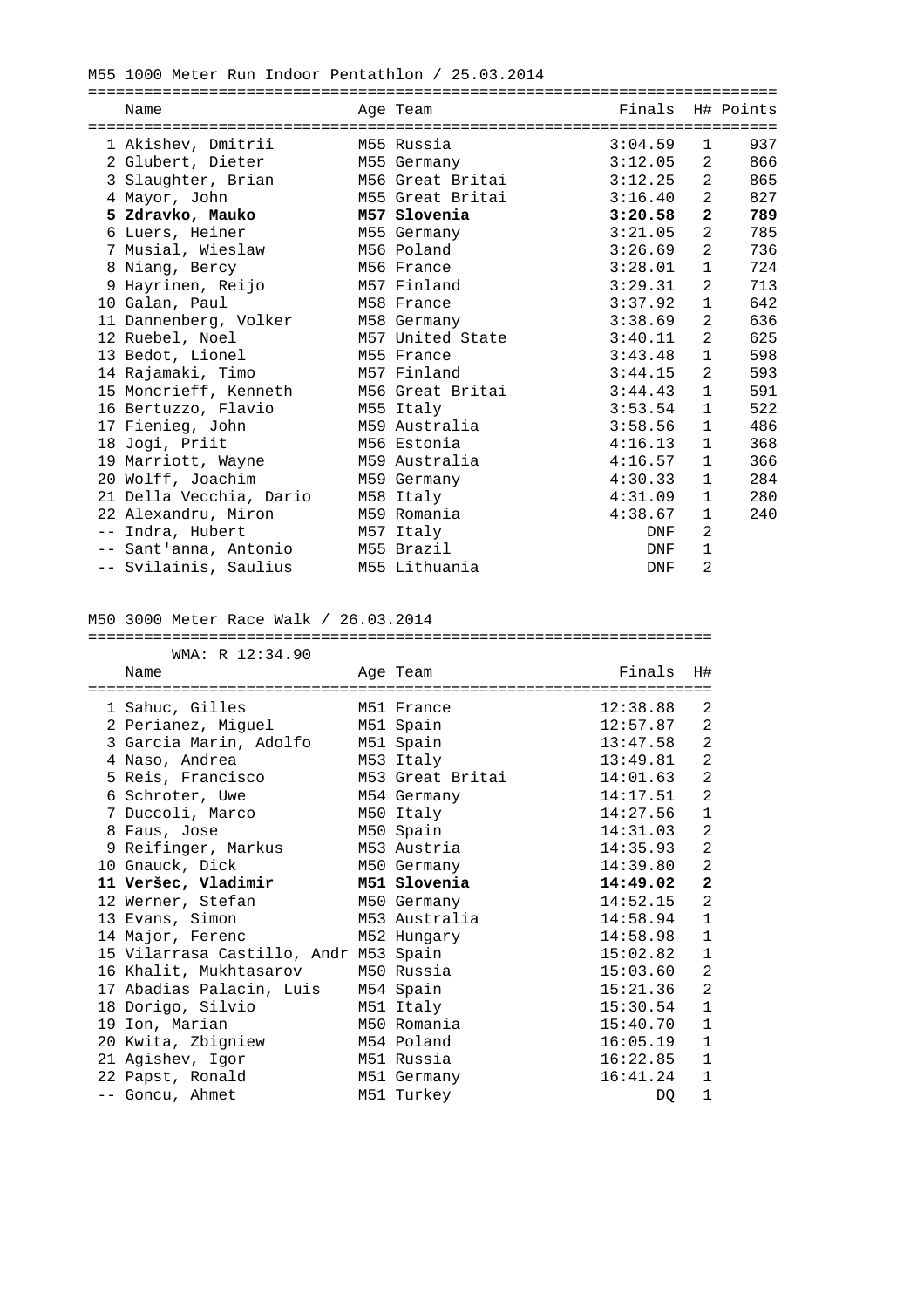M55 1000 Meter Run Indoor Pentathlon / 25.03.2014

| | Name | Age | Team | Finals | H# | Points |
|---|---|---|---|---|---|---|
| 1 | Akishev, Dmitrii | M55 | Russia | 3:04.59 | 1 | 937 |
| 2 | Glubert, Dieter | M55 | Germany | 3:12.05 | 2 | 866 |
| 3 | Slaughter, Brian | M56 | Great Britai | 3:12.25 | 2 | 865 |
| 4 | Mayor, John | M55 | Great Britai | 3:16.40 | 2 | 827 |
| **5** | **Zdravko, Mauko** | **M57** | **Slovenia** | **3:20.58** | **2** | **789** |
| 6 | Luers, Heiner | M55 | Germany | 3:21.05 | 2 | 785 |
| 7 | Musial, Wieslaw | M56 | Poland | 3:26.69 | 2 | 736 |
| 8 | Niang, Bercy | M56 | France | 3:28.01 | 1 | 724 |
| 9 | Hayrinen, Reijo | M57 | Finland | 3:29.31 | 2 | 713 |
| 10 | Galan, Paul | M58 | France | 3:37.92 | 1 | 642 |
| 11 | Dannenberg, Volker | M58 | Germany | 3:38.69 | 2 | 636 |
| 12 | Ruebel, Noel | M57 | United State | 3:40.11 | 2 | 625 |
| 13 | Bedot, Lionel | M55 | France | 3:43.48 | 1 | 598 |
| 14 | Rajamaki, Timo | M57 | Finland | 3:44.15 | 2 | 593 |
| 15 | Moncrieff, Kenneth | M56 | Great Britai | 3:44.43 | 1 | 591 |
| 16 | Bertuzzo, Flavio | M55 | Italy | 3:53.54 | 1 | 522 |
| 17 | Fienieg, John | M59 | Australia | 3:58.56 | 1 | 486 |
| 18 | Jogi, Priit | M56 | Estonia | 4:16.13 | 1 | 368 |
| 19 | Marriott, Wayne | M59 | Australia | 4:16.57 | 1 | 366 |
| 20 | Wolff, Joachim | M59 | Germany | 4:30.33 | 1 | 284 |
| 21 | Della Vecchia, Dario | M58 | Italy | 4:31.09 | 1 | 280 |
| 22 | Alexandru, Miron | M59 | Romania | 4:38.67 | 1 | 240 |
| -- | Indra, Hubert | M57 | Italy | DNF | 2 | |
| -- | Sant'anna, Antonio | M55 | Brazil | DNF | 1 | |
| -- | Svilainis, Saulius | M55 | Lithuania | DNF | 2 | |

M50 3000 Meter Race Walk / 26.03.2014

WMA: R 12:34.90

| | Name | Age | Team | Finals | H# |
|---|---|---|---|---|---|
| 1 | Sahuc, Gilles | M51 | France | 12:38.88 | 2 |
| 2 | Perianez, Miguel | M51 | Spain | 12:57.87 | 2 |
| 3 | Garcia Marin, Adolfo | M51 | Spain | 13:47.58 | 2 |
| 4 | Naso, Andrea | M53 | Italy | 13:49.81 | 2 |
| 5 | Reis, Francisco | M53 | Great Britai | 14:01.63 | 2 |
| 6 | Schroter, Uwe | M54 | Germany | 14:17.51 | 2 |
| 7 | Duccoli, Marco | M50 | Italy | 14:27.56 | 1 |
| 8 | Faus, Jose | M50 | Spain | 14:31.03 | 2 |
| 9 | Reifinger, Markus | M53 | Austria | 14:35.93 | 2 |
| 10 | Gnauck, Dick | M50 | Germany | 14:39.80 | 2 |
| **11** | **Veršec, Vladimir** | **M51** | **Slovenia** | **14:49.02** | **2** |
| 12 | Werner, Stefan | M50 | Germany | 14:52.15 | 2 |
| 13 | Evans, Simon | M53 | Australia | 14:58.94 | 1 |
| 14 | Major, Ferenc | M52 | Hungary | 14:58.98 | 1 |
| 15 | Vilarrasa Castillo, Andr | M53 | Spain | 15:02.82 | 1 |
| 16 | Khalit, Mukhtasarov | M50 | Russia | 15:03.60 | 2 |
| 17 | Abadias Palacin, Luis | M54 | Spain | 15:21.36 | 2 |
| 18 | Dorigo, Silvio | M51 | Italy | 15:30.54 | 1 |
| 19 | Ion, Marian | M50 | Romania | 15:40.70 | 1 |
| 20 | Kwita, Zbigniew | M54 | Poland | 16:05.19 | 1 |
| 21 | Agishev, Igor | M51 | Russia | 16:22.85 | 1 |
| 22 | Papst, Ronald | M51 | Germany | 16:41.24 | 1 |
| -- | Goncu, Ahmet | M51 | Turkey | DQ | 1 |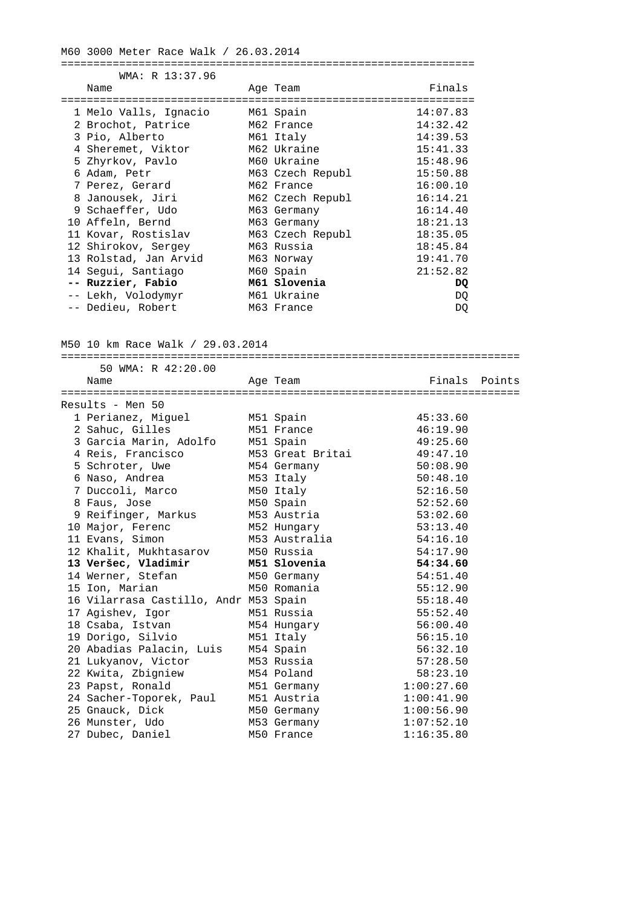## M60 3000 Meter Race Walk / 26.03.2014

WMA: R 13:37.96

| | Name | Age | Team | Finals |
|---|---|---|---|---|
| 1 | Melo Valls, Ignacio | M61 | Spain | 14:07.83 |
| 2 | Brochot, Patrice | M62 | France | 14:32.42 |
| 3 | Pio, Alberto | M61 | Italy | 14:39.53 |
| 4 | Sheremet, Viktor | M62 | Ukraine | 15:41.33 |
| 5 | Zhyrkov, Pavlo | M60 | Ukraine | 15:48.96 |
| 6 | Adam, Petr | M63 | Czech Republ | 15:50.88 |
| 7 | Perez, Gerard | M62 | France | 16:00.10 |
| 8 | Janousek, Jiri | M62 | Czech Republ | 16:14.21 |
| 9 | Schaeffer, Udo | M63 | Germany | 16:14.40 |
| 10 | Affeln, Bernd | M63 | Germany | 18:21.13 |
| 11 | Kovar, Rostislav | M63 | Czech Republ | 18:35.05 |
| 12 | Shirokov, Sergey | M63 | Russia | 18:45.84 |
| 13 | Rolstad, Jan Arvid | M63 | Norway | 19:41.70 |
| 14 | Segui, Santiago | M60 | Spain | 21:52.82 |
| **--** | **Ruzzier, Fabio** | **M61** | **Slovenia** | **DQ** |
| -- | Lekh, Volodymyr | M61 | Ukraine | DQ |
| -- | Dedieu, Robert | M63 | France | DQ |

## M50 10 km Race Walk / 29.03.2014

50 WMA: R 42:20.00

Results - Men 50

| | Name | Age | Team | Finals | Points |
|---|---|---|---|---|---|
| 1 | Perianez, Miguel | M51 | Spain | 45:33.60 | |
| 2 | Sahuc, Gilles | M51 | France | 46:19.90 | |
| 3 | Garcia Marin, Adolfo | M51 | Spain | 49:25.60 | |
| 4 | Reis, Francisco | M53 | Great Britai | 49:47.10 | |
| 5 | Schroter, Uwe | M54 | Germany | 50:08.90 | |
| 6 | Naso, Andrea | M53 | Italy | 50:48.10 | |
| 7 | Duccoli, Marco | M50 | Italy | 52:16.50 | |
| 8 | Faus, Jose | M50 | Spain | 52:52.60 | |
| 9 | Reifinger, Markus | M53 | Austria | 53:02.60 | |
| 10 | Major, Ferenc | M52 | Hungary | 53:13.40 | |
| 11 | Evans, Simon | M53 | Australia | 54:16.10 | |
| 12 | Khalit, Mukhtasarov | M50 | Russia | 54:17.90 | |
| **13** | **Veršec, Vladimir** | **M51** | **Slovenia** | **54:34.60** | |
| 14 | Werner, Stefan | M50 | Germany | 54:51.40 | |
| 15 | Ion, Marian | M50 | Romania | 55:12.90 | |
| 16 | Vilarrasa Castillo, Andr | M53 | Spain | 55:18.40 | |
| 17 | Agishev, Igor | M51 | Russia | 55:52.40 | |
| 18 | Csaba, Istvan | M54 | Hungary | 56:00.40 | |
| 19 | Dorigo, Silvio | M51 | Italy | 56:15.10 | |
| 20 | Abadias Palacin, Luis | M54 | Spain | 56:32.10 | |
| 21 | Lukyanov, Victor | M53 | Russia | 57:28.50 | |
| 22 | Kwita, Zbigniew | M54 | Poland | 58:23.10 | |
| 23 | Papst, Ronald | M51 | Germany | 1:00:27.60 | |
| 24 | Sacher-Toporek, Paul | M51 | Austria | 1:00:41.90 | |
| 25 | Gnauck, Dick | M50 | Germany | 1:00:56.90 | |
| 26 | Munster, Udo | M53 | Germany | 1:07:52.10 | |
| 27 | Dubec, Daniel | M50 | France | 1:16:35.80 | |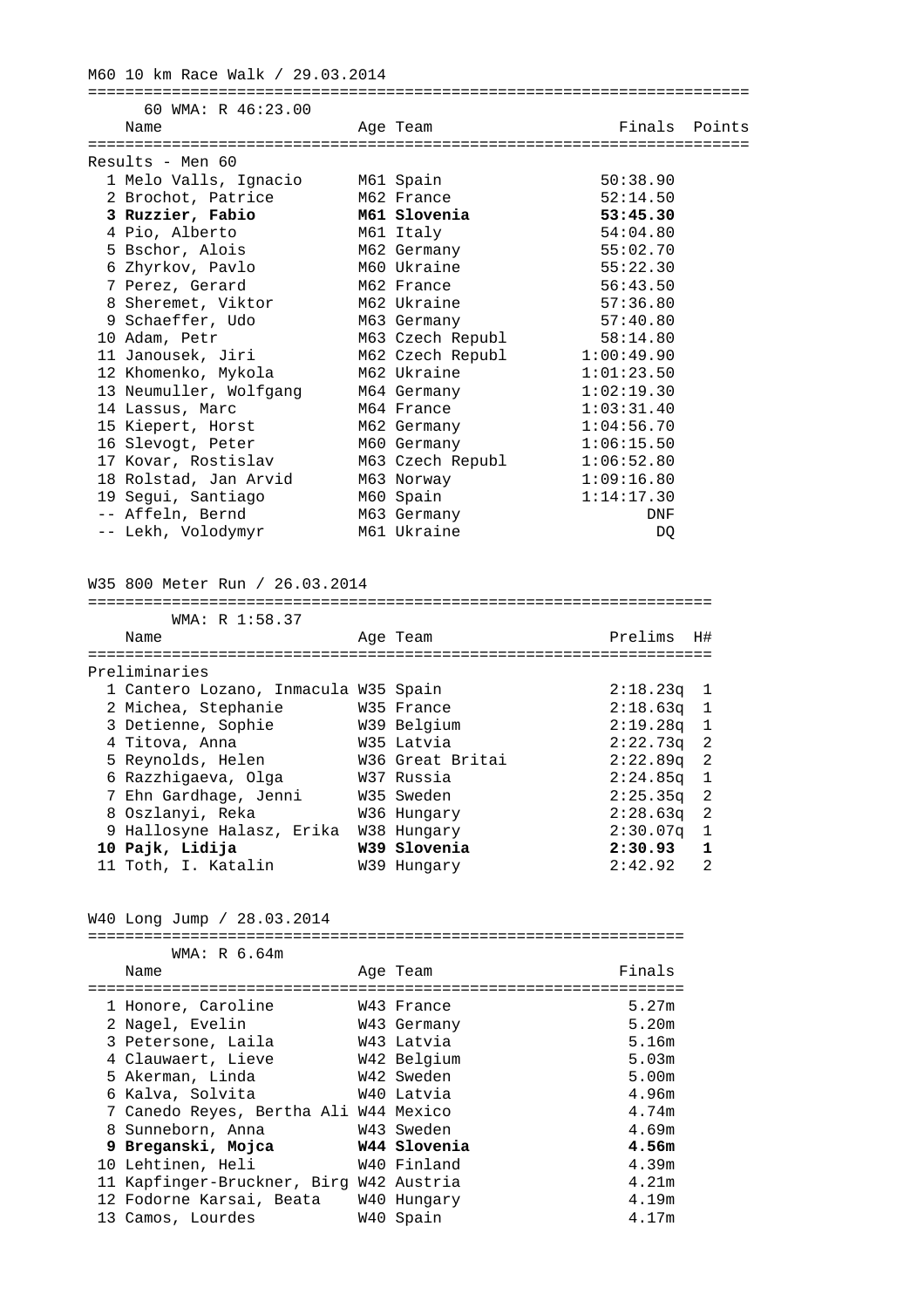M60 10 km Race Walk / 29.03.2014

60 WMA: R 46:23.00

Results - Men 60

| Place | Name | Age | Team | Finals | Points |
|---|---|---|---|---|---|
| 1 | Melo Valls, Ignacio | M61 | Spain | 50:38.90 | |
| 2 | Brochot, Patrice | M62 | France | 52:14.50 | |
| **3** | **Ruzzier, Fabio** | **M61** | **Slovenia** | **53:45.30** | |
| 4 | Pio, Alberto | M61 | Italy | 54:04.80 | |
| 5 | Bschor, Alois | M62 | Germany | 55:02.70 | |
| 6 | Zhyrkov, Pavlo | M60 | Ukraine | 55:22.30 | |
| 7 | Perez, Gerard | M62 | France | 56:43.50 | |
| 8 | Sheremet, Viktor | M62 | Ukraine | 57:36.80 | |
| 9 | Schaeffer, Udo | M63 | Germany | 57:40.80 | |
| 10 | Adam, Petr | M63 | Czech Republ | 58:14.80 | |
| 11 | Janousek, Jiri | M62 | Czech Republ | 1:00:49.90 | |
| 12 | Khomenko, Mykola | M62 | Ukraine | 1:01:23.50 | |
| 13 | Neumuller, Wolfgang | M64 | Germany | 1:02:19.30 | |
| 14 | Lassus, Marc | M64 | France | 1:03:31.40 | |
| 15 | Kiepert, Horst | M62 | Germany | 1:04:56.70 | |
| 16 | Slevogt, Peter | M60 | Germany | 1:06:15.50 | |
| 17 | Kovar, Rostislav | M63 | Czech Republ | 1:06:52.80 | |
| 18 | Rolstad, Jan Arvid | M63 | Norway | 1:09:16.80 | |
| 19 | Segui, Santiago | M60 | Spain | 1:14:17.30 | |
| -- | Affeln, Bernd | M63 | Germany | DNF | |
| -- | Lekh, Volodymyr | M61 | Ukraine | DQ | |

W35 800 Meter Run / 26.03.2014

WMA: R 1:58.37

Preliminaries

| Place | Name | Age | Team | Prelims | H# |
|---|---|---|---|---|---|
| 1 | Cantero Lozano, Inmacula | W35 | Spain | 2:18.23q | 1 |
| 2 | Michea, Stephanie | W35 | France | 2:18.63q | 1 |
| 3 | Detienne, Sophie | W39 | Belgium | 2:19.28q | 1 |
| 4 | Titova, Anna | W35 | Latvia | 2:22.73q | 2 |
| 5 | Reynolds, Helen | W36 | Great Britai | 2:22.89q | 2 |
| 6 | Razzhigaeva, Olga | W37 | Russia | 2:24.85q | 1 |
| 7 | Ehn Gardhage, Jenni | W35 | Sweden | 2:25.35q | 2 |
| 8 | Oszlanyi, Reka | W36 | Hungary | 2:28.63q | 2 |
| 9 | Hallosyne Halasz, Erika | W38 | Hungary | 2:30.07q | 1 |
| **10** | **Pajk, Lidija** | **W39** | **Slovenia** | **2:30.93** | **1** |
| 11 | Toth, I. Katalin | W39 | Hungary | 2:42.92 | 2 |

W40 Long Jump / 28.03.2014

WMA: R 6.64m

| Place | Name | Age | Team | Finals |
|---|---|---|---|---|
| 1 | Honore, Caroline | W43 | France | 5.27m |
| 2 | Nagel, Evelin | W43 | Germany | 5.20m |
| 3 | Petersone, Laila | W43 | Latvia | 5.16m |
| 4 | Clauwaert, Lieve | W42 | Belgium | 5.03m |
| 5 | Akerman, Linda | W42 | Sweden | 5.00m |
| 6 | Kalva, Solvita | W40 | Latvia | 4.96m |
| 7 | Canedo Reyes, Bertha Ali | W44 | Mexico | 4.74m |
| 8 | Sunneborn, Anna | W43 | Sweden | 4.69m |
| **9** | **Breganski, Mojca** | **W44** | **Slovenia** | **4.56m** |
| 10 | Lehtinen, Heli | W40 | Finland | 4.39m |
| 11 | Kapfinger-Bruckner, Birg | W42 | Austria | 4.21m |
| 12 | Fodorne Karsai, Beata | W40 | Hungary | 4.19m |
| 13 | Camos, Lourdes | W40 | Spain | 4.17m |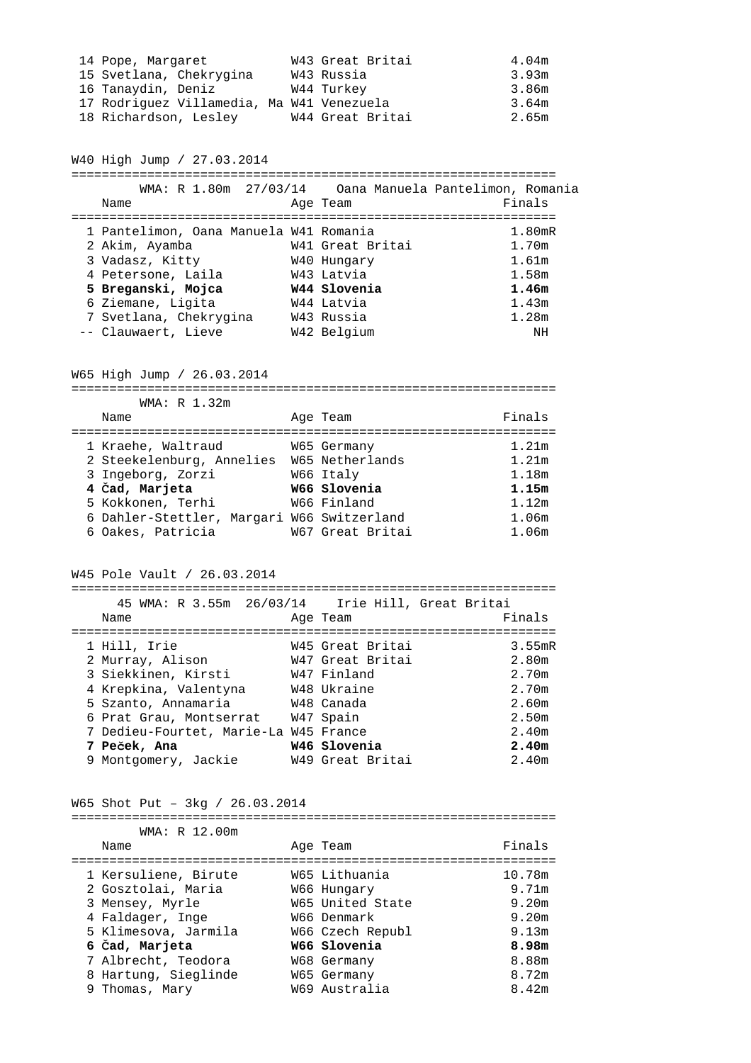| | Name | Age | Team | Finals |
|---|---|---|---|---|
| 14 | Pope, Margaret | W43 | Great Britai | 4.04m |
| 15 | Svetlana, Chekrygina | W43 | Russia | 3.93m |
| 16 | Tanaydin, Deniz | W44 | Turkey | 3.86m |
| 17 | Rodriguez Villamedia, Ma | W41 | Venezuela | 3.64m |
| 18 | Richardson, Lesley | W44 | Great Britai | 2.65m |

## W40 High Jump / 27.03.2014

WMA: R 1.80m 27/03/14 Oana Manuela Pantelimon, Romania

| | Name | Age | Team | Finals |
|---|---|---|---|---|
| 1 | Pantelimon, Oana Manuela | W41 | Romania | 1.80mR |
| 2 | Akim, Ayamba | W41 | Great Britai | 1.70m |
| 3 | Vadasz, Kitty | W40 | Hungary | 1.61m |
| 4 | Petersone, Laila | W43 | Latvia | 1.58m |
| **5** | **Breganski, Mojca** | **W44** | **Slovenia** | **1.46m** |
| 6 | Ziemane, Ligita | W44 | Latvia | 1.43m |
| 7 | Svetlana, Chekrygina | W43 | Russia | 1.28m |
| -- | Clauwaert, Lieve | W42 | Belgium | NH |

## W65 High Jump / 26.03.2014

WMA: R 1.32m

| | Name | Age | Team | Finals |
|---|---|---|---|---|
| 1 | Kraehe, Waltraud | W65 | Germany | 1.21m |
| 2 | Steekelenburg, Annelies | W65 | Netherlands | 1.21m |
| 3 | Ingeborg, Zorzi | W66 | Italy | 1.18m |
| **4** | **Čad, Marjeta** | **W66** | **Slovenia** | **1.15m** |
| 5 | Kokkonen, Terhi | W66 | Finland | 1.12m |
| 6 | Dahler-Stettler, Margari | W66 | Switzerland | 1.06m |
| 6 | Oakes, Patricia | W67 | Great Britai | 1.06m |

## W45 Pole Vault / 26.03.2014

45 WMA: R 3.55m 26/03/14 Irie Hill, Great Britai

| | Name | Age | Team | Finals |
|---|---|---|---|---|
| 1 | Hill, Irie | W45 | Great Britai | 3.55mR |
| 2 | Murray, Alison | W47 | Great Britai | 2.80m |
| 3 | Siekkinen, Kirsti | W47 | Finland | 2.70m |
| 4 | Krepkina, Valentyna | W48 | Ukraine | 2.70m |
| 5 | Szanto, Annamaria | W48 | Canada | 2.60m |
| 6 | Prat Grau, Montserrat | W47 | Spain | 2.50m |
| 7 | Dedieu-Fourtet, Marie-La | W45 | France | 2.40m |
| **7** | **Peček, Ana** | **W46** | **Slovenia** | **2.40m** |
| 9 | Montgomery, Jackie | W49 | Great Britai | 2.40m |

## W65 Shot Put – 3kg / 26.03.2014

WMA: R 12.00m

| | Name | Age | Team | Finals |
|---|---|---|---|---|
| 1 | Kersuliene, Birute | W65 | Lithuania | 10.78m |
| 2 | Gosztolai, Maria | W66 | Hungary | 9.71m |
| 3 | Mensey, Myrle | W65 | United State | 9.20m |
| 4 | Faldager, Inge | W66 | Denmark | 9.20m |
| 5 | Klimesova, Jarmila | W66 | Czech Republ | 9.13m |
| **6** | **Čad, Marjeta** | **W66** | **Slovenia** | **8.98m** |
| 7 | Albrecht, Teodora | W68 | Germany | 8.88m |
| 8 | Hartung, Sieglinde | W65 | Germany | 8.72m |
| 9 | Thomas, Mary | W69 | Australia | 8.42m |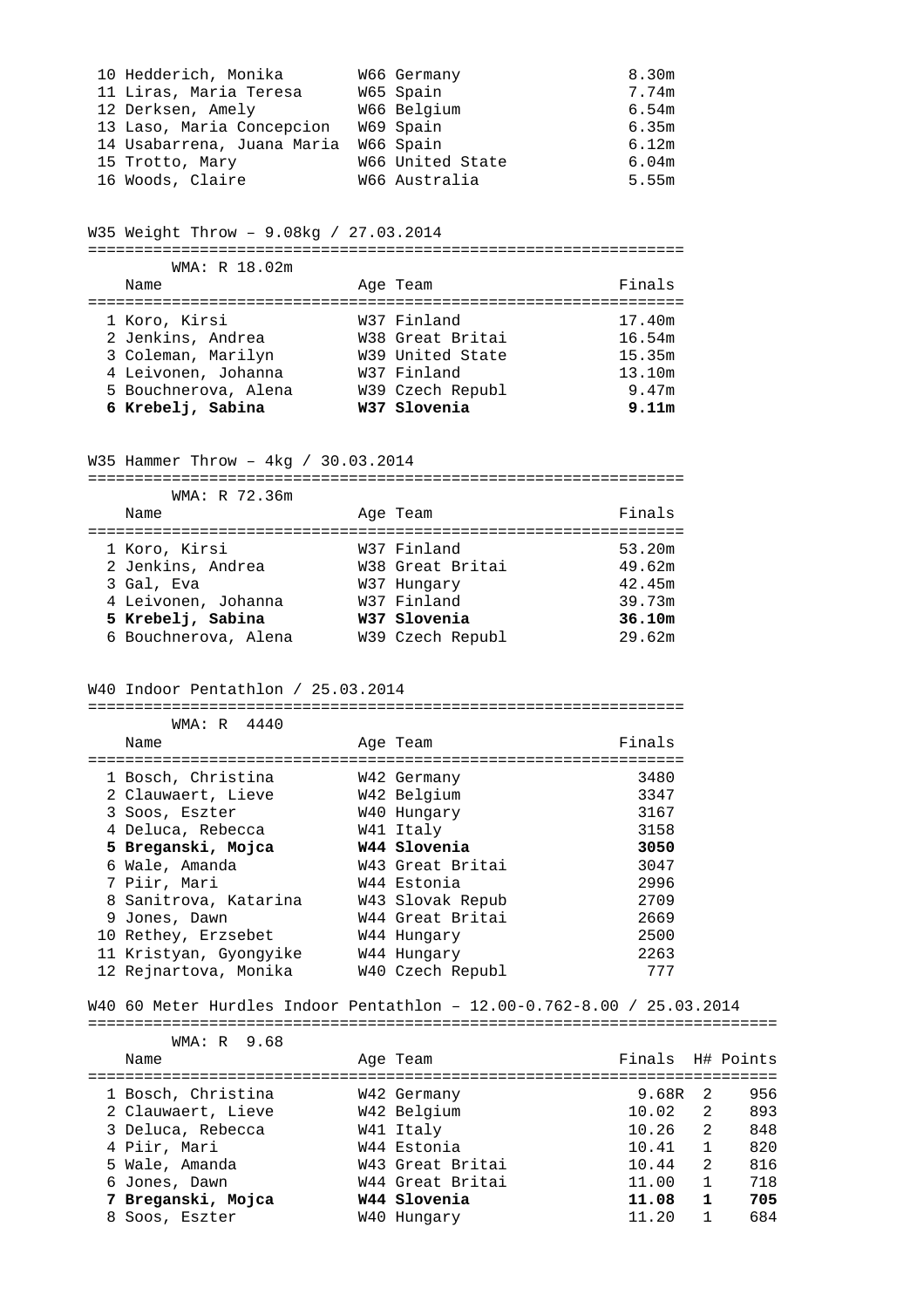| | Name | Age | Team | Finals |
|---|---|---|---|---|
| 10 | Hedderich, Monika | W66 | Germany | 8.30m |
| 11 | Liras, Maria Teresa | W65 | Spain | 7.74m |
| 12 | Derksen, Amely | W66 | Belgium | 6.54m |
| 13 | Laso, Maria Concepcion | W69 | Spain | 6.35m |
| 14 | Usabarrena, Juana Maria | W66 | Spain | 6.12m |
| 15 | Trotto, Mary | W66 | United State | 6.04m |
| 16 | Woods, Claire | W66 | Australia | 5.55m |

## W35 Weight Throw – 9.08kg / 27.03.2014

WMA: R 18.02m

| | Name | Age | Team | Finals |
|---|---|---|---|---|
| 1 | Koro, Kirsi | W37 | Finland | 17.40m |
| 2 | Jenkins, Andrea | W38 | Great Britai | 16.54m |
| 3 | Coleman, Marilyn | W39 | United State | 15.35m |
| 4 | Leivonen, Johanna | W37 | Finland | 13.10m |
| 5 | Bouchnerova, Alena | W39 | Czech Republ | 9.47m |
| **6** | **Krebelj, Sabina** | **W37** | **Slovenia** | **9.11m** |

## W35 Hammer Throw – 4kg / 30.03.2014

WMA: R 72.36m

| | Name | Age | Team | Finals |
|---|---|---|---|---|
| 1 | Koro, Kirsi | W37 | Finland | 53.20m |
| 2 | Jenkins, Andrea | W38 | Great Britai | 49.62m |
| 3 | Gal, Eva | W37 | Hungary | 42.45m |
| 4 | Leivonen, Johanna | W37 | Finland | 39.73m |
| **5** | **Krebelj, Sabina** | **W37** | **Slovenia** | **36.10m** |
| 6 | Bouchnerova, Alena | W39 | Czech Republ | 29.62m |

## W40 Indoor Pentathlon / 25.03.2014

WMA: R 4440

| | Name | Age | Team | Finals |
|---|---|---|---|---|
| 1 | Bosch, Christina | W42 | Germany | 3480 |
| 2 | Clauwaert, Lieve | W42 | Belgium | 3347 |
| 3 | Soos, Eszter | W40 | Hungary | 3167 |
| 4 | Deluca, Rebecca | W41 | Italy | 3158 |
| **5** | **Breganski, Mojca** | **W44** | **Slovenia** | **3050** |
| 6 | Wale, Amanda | W43 | Great Britai | 3047 |
| 7 | Piir, Mari | W44 | Estonia | 2996 |
| 8 | Sanitrova, Katarina | W43 | Slovak Repub | 2709 |
| 9 | Jones, Dawn | W44 | Great Britai | 2669 |
| 10 | Rethey, Erzsebet | W44 | Hungary | 2500 |
| 11 | Kristyan, Gyongyike | W44 | Hungary | 2263 |
| 12 | Rejnartova, Monika | W40 | Czech Republ | 777 |

## W40 60 Meter Hurdles Indoor Pentathlon – 12.00-0.762-8.00 / 25.03.2014

WMA: R 9.68

| | Name | Age | Team | Finals | H# | Points |
|---|---|---|---|---|---|---|
| 1 | Bosch, Christina | W42 | Germany | 9.68R | 2 | 956 |
| 2 | Clauwaert, Lieve | W42 | Belgium | 10.02 | 2 | 893 |
| 3 | Deluca, Rebecca | W41 | Italy | 10.26 | 2 | 848 |
| 4 | Piir, Mari | W44 | Estonia | 10.41 | 1 | 820 |
| 5 | Wale, Amanda | W43 | Great Britai | 10.44 | 2 | 816 |
| 6 | Jones, Dawn | W44 | Great Britai | 11.00 | 1 | 718 |
| **7** | **Breganski, Mojca** | **W44** | **Slovenia** | **11.08** | **1** | **705** |
| 8 | Soos, Eszter | W40 | Hungary | 11.20 | 1 | 684 |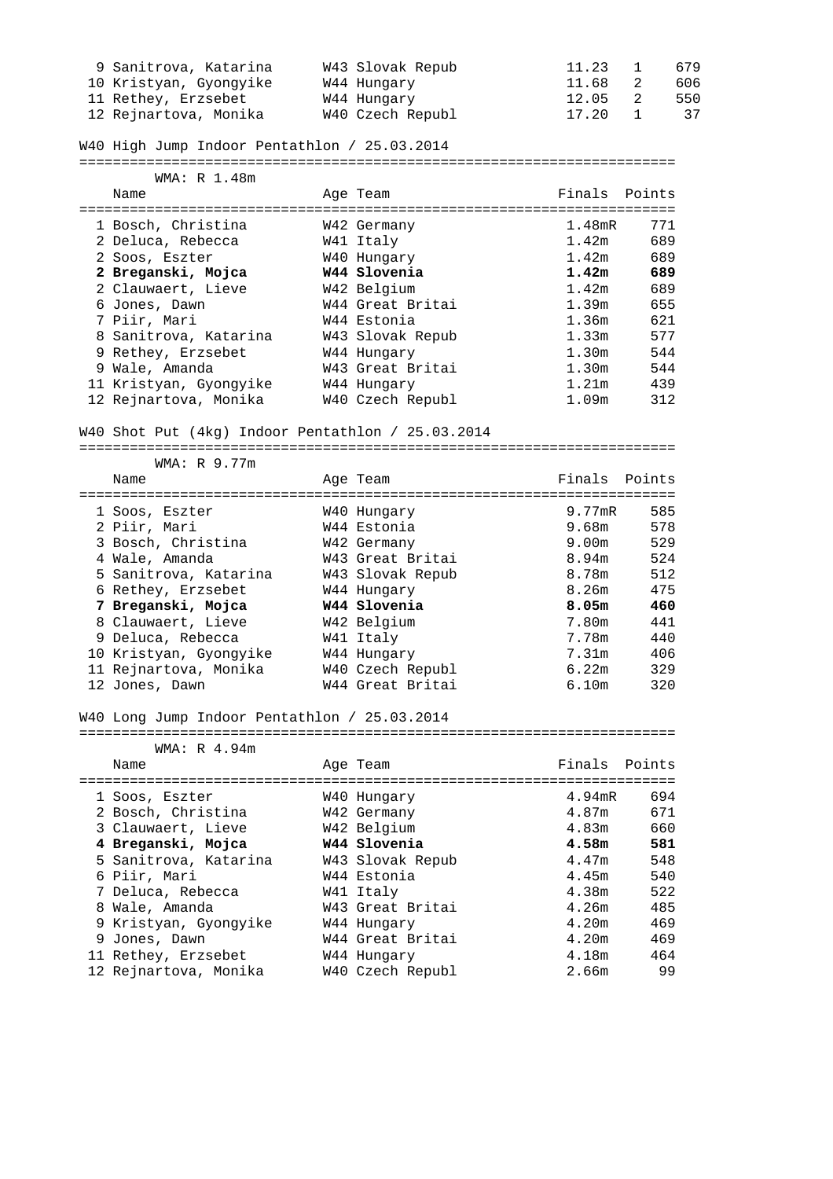| | Name | Age Team | Finals | Heat | Points |
|---|---|---|---|---|---|
| 9 | Sanitrova, Katarina | W43 Slovak Repub | 11.23 | 1 | 679 |
| 10 | Kristyan, Gyongyike | W44 Hungary | 11.68 | 2 | 606 |
| 11 | Rethey, Erzsebet | W44 Hungary | 12.05 | 2 | 550 |
| 12 | Rejnartova, Monika | W40 Czech Republ | 17.20 | 1 | 37 |

## W40 High Jump Indoor Pentathlon / 25.03.2014

WMA: R 1.48m

| | Name | Age Team | Finals | Points |
|---|---|---|---|---|
| 1 | Bosch, Christina | W42 Germany | 1.48mR | 771 |
| 2 | Deluca, Rebecca | W41 Italy | 1.42m | 689 |
| 2 | Soos, Eszter | W40 Hungary | 1.42m | 689 |
| **2** | **Breganski, Mojca** | **W44 Slovenia** | **1.42m** | **689** |
| 2 | Clauwaert, Lieve | W42 Belgium | 1.42m | 689 |
| 6 | Jones, Dawn | W44 Great Britai | 1.39m | 655 |
| 7 | Piir, Mari | W44 Estonia | 1.36m | 621 |
| 8 | Sanitrova, Katarina | W43 Slovak Repub | 1.33m | 577 |
| 9 | Rethey, Erzsebet | W44 Hungary | 1.30m | 544 |
| 9 | Wale, Amanda | W43 Great Britai | 1.30m | 544 |
| 11 | Kristyan, Gyongyike | W44 Hungary | 1.21m | 439 |
| 12 | Rejnartova, Monika | W40 Czech Republ | 1.09m | 312 |

## W40 Shot Put (4kg) Indoor Pentathlon / 25.03.2014

WMA: R 9.77m

| | Name | Age Team | Finals | Points |
|---|---|---|---|---|
| 1 | Soos, Eszter | W40 Hungary | 9.77mR | 585 |
| 2 | Piir, Mari | W44 Estonia | 9.68m | 578 |
| 3 | Bosch, Christina | W42 Germany | 9.00m | 529 |
| 4 | Wale, Amanda | W43 Great Britai | 8.94m | 524 |
| 5 | Sanitrova, Katarina | W43 Slovak Repub | 8.78m | 512 |
| 6 | Rethey, Erzsebet | W44 Hungary | 8.26m | 475 |
| **7** | **Breganski, Mojca** | **W44 Slovenia** | **8.05m** | **460** |
| 8 | Clauwaert, Lieve | W42 Belgium | 7.80m | 441 |
| 9 | Deluca, Rebecca | W41 Italy | 7.78m | 440 |
| 10 | Kristyan, Gyongyike | W44 Hungary | 7.31m | 406 |
| 11 | Rejnartova, Monika | W40 Czech Republ | 6.22m | 329 |
| 12 | Jones, Dawn | W44 Great Britai | 6.10m | 320 |

## W40 Long Jump Indoor Pentathlon / 25.03.2014

WMA: R 4.94m

| | Name | Age Team | Finals | Points |
|---|---|---|---|---|
| 1 | Soos, Eszter | W40 Hungary | 4.94mR | 694 |
| 2 | Bosch, Christina | W42 Germany | 4.87m | 671 |
| 3 | Clauwaert, Lieve | W42 Belgium | 4.83m | 660 |
| **4** | **Breganski, Mojca** | **W44 Slovenia** | **4.58m** | **581** |
| 5 | Sanitrova, Katarina | W43 Slovak Repub | 4.47m | 548 |
| 6 | Piir, Mari | W44 Estonia | 4.45m | 540 |
| 7 | Deluca, Rebecca | W41 Italy | 4.38m | 522 |
| 8 | Wale, Amanda | W43 Great Britai | 4.26m | 485 |
| 9 | Kristyan, Gyongyike | W44 Hungary | 4.20m | 469 |
| 9 | Jones, Dawn | W44 Great Britai | 4.20m | 469 |
| 11 | Rethey, Erzsebet | W44 Hungary | 4.18m | 464 |
| 12 | Rejnartova, Monika | W40 Czech Republ | 2.66m | 99 |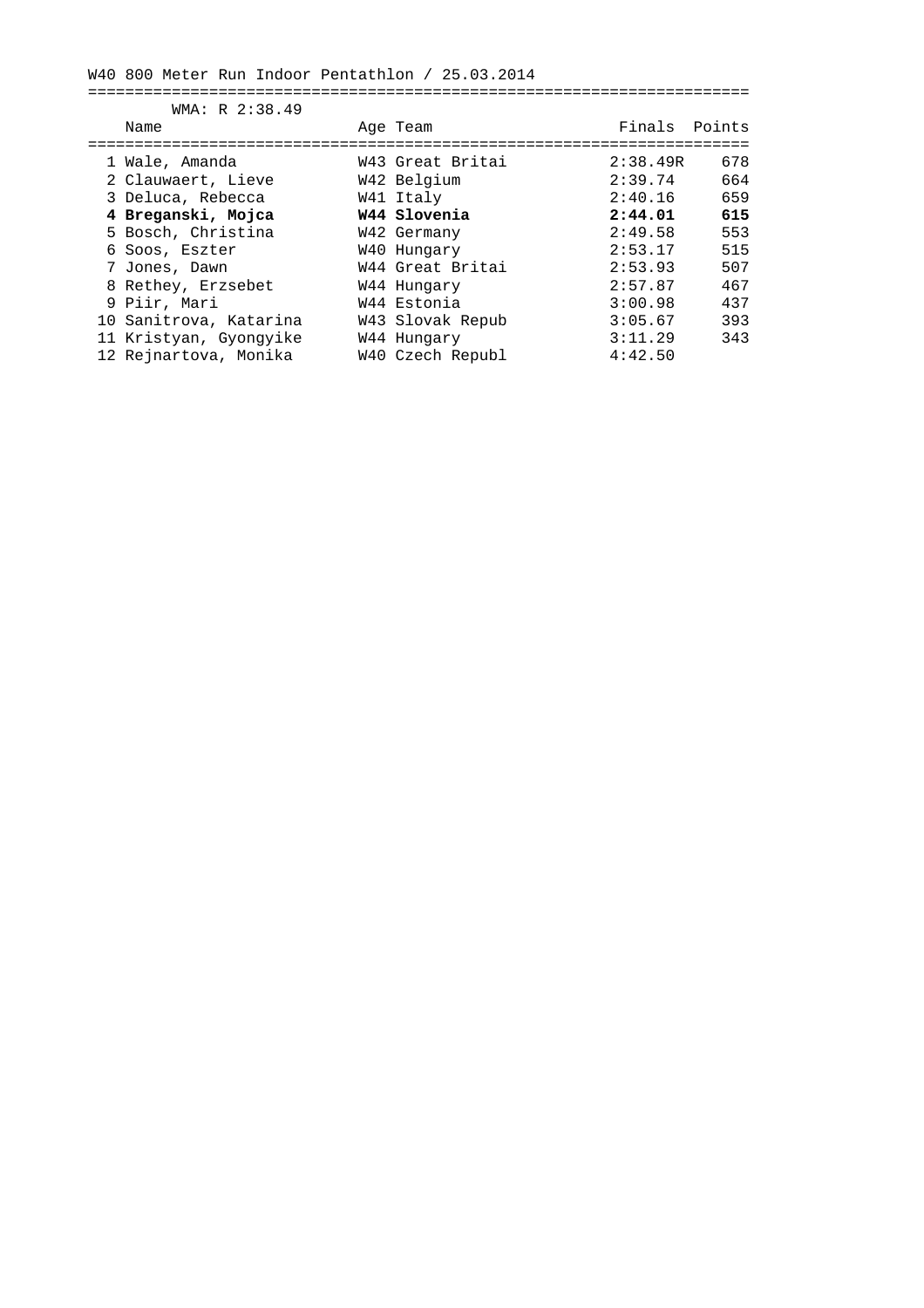W40 800 Meter Run Indoor Pentathlon / 25.03.2014

WMA: R 2:38.49

| | Name | Age | Team | Finals | Points |
|---|---|---|---|---|---|
| 1 | Wale, Amanda | W43 | Great Britai | 2:38.49R | 678 |
| 2 | Clauwaert, Lieve | W42 | Belgium | 2:39.74 | 664 |
| 3 | Deluca, Rebecca | W41 | Italy | 2:40.16 | 659 |
| **4** | **Breganski, Mojca** | **W44** | **Slovenia** | **2:44.01** | **615** |
| 5 | Bosch, Christina | W42 | Germany | 2:49.58 | 553 |
| 6 | Soos, Eszter | W40 | Hungary | 2:53.17 | 515 |
| 7 | Jones, Dawn | W44 | Great Britai | 2:53.93 | 507 |
| 8 | Rethey, Erzsebet | W44 | Hungary | 2:57.87 | 467 |
| 9 | Piir, Mari | W44 | Estonia | 3:00.98 | 437 |
| 10 | Sanitrova, Katarina | W43 | Slovak Repub | 3:05.67 | 393 |
| 11 | Kristyan, Gyongyike | W44 | Hungary | 3:11.29 | 343 |
| 12 | Rejnartova, Monika | W40 | Czech Republ | 4:42.50 | |